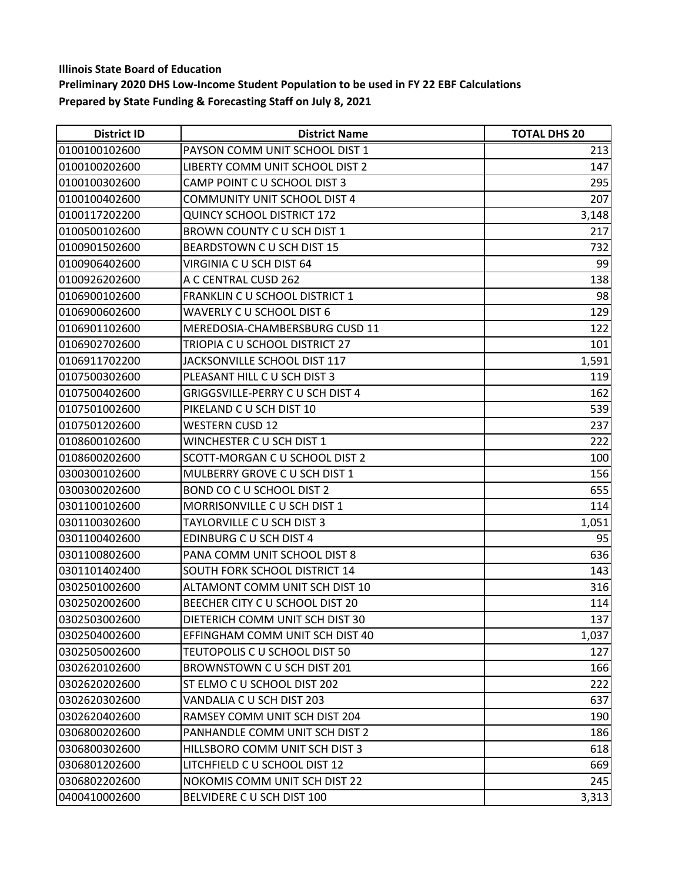**Illinois State Board of Education**

**Preliminary 2020 DHS Low-Income Student Population to be used in FY 22 EBF Calculations**

**Prepared by State Funding & Forecasting Staff on July 8, 2021**

| District ID | District Name | TOTAL DHS 20 |
|---|---|---|
| 0100100102600 | PAYSON COMM UNIT SCHOOL DIST 1 | 213 |
| 0100100202600 | LIBERTY COMM UNIT SCHOOL DIST 2 | 147 |
| 0100100302600 | CAMP POINT C U SCHOOL DIST 3 | 295 |
| 0100100402600 | COMMUNITY UNIT SCHOOL DIST 4 | 207 |
| 0100117202200 | QUINCY SCHOOL DISTRICT 172 | 3,148 |
| 0100500102600 | BROWN COUNTY C U SCH DIST 1 | 217 |
| 0100901502600 | BEARDSTOWN C U SCH DIST 15 | 732 |
| 0100906402600 | VIRGINIA C U SCH DIST 64 | 99 |
| 0100926202600 | A C CENTRAL CUSD 262 | 138 |
| 0106900102600 | FRANKLIN C U SCHOOL DISTRICT 1 | 98 |
| 0106900602600 | WAVERLY C U SCHOOL DIST 6 | 129 |
| 0106901102600 | MEREDOSIA-CHAMBERSBURG CUSD 11 | 122 |
| 0106902702600 | TRIOPIA C U SCHOOL DISTRICT 27 | 101 |
| 0106911702200 | JACKSONVILLE SCHOOL DIST 117 | 1,591 |
| 0107500302600 | PLEASANT HILL C U SCH DIST 3 | 119 |
| 0107500402600 | GRIGGSVILLE-PERRY C U SCH DIST 4 | 162 |
| 0107501002600 | PIKELAND C U SCH DIST 10 | 539 |
| 0107501202600 | WESTERN CUSD 12 | 237 |
| 0108600102600 | WINCHESTER C U SCH DIST 1 | 222 |
| 0108600202600 | SCOTT-MORGAN C U SCHOOL DIST 2 | 100 |
| 0300300102600 | MULBERRY GROVE C U SCH DIST 1 | 156 |
| 0300300202600 | BOND CO C U SCHOOL DIST 2 | 655 |
| 0301100102600 | MORRISONVILLE C U SCH DIST 1 | 114 |
| 0301100302600 | TAYLORVILLE C U SCH DIST 3 | 1,051 |
| 0301100402600 | EDINBURG C U SCH DIST 4 | 95 |
| 0301100802600 | PANA COMM UNIT SCHOOL DIST 8 | 636 |
| 0301101402400 | SOUTH FORK SCHOOL DISTRICT 14 | 143 |
| 0302501002600 | ALTAMONT COMM UNIT SCH DIST 10 | 316 |
| 0302502002600 | BEECHER CITY C U SCHOOL DIST 20 | 114 |
| 0302503002600 | DIETERICH COMM UNIT SCH DIST 30 | 137 |
| 0302504002600 | EFFINGHAM COMM UNIT SCH DIST 40 | 1,037 |
| 0302505002600 | TEUTOPOLIS C U SCHOOL DIST 50 | 127 |
| 0302620102600 | BROWNSTOWN C U SCH DIST 201 | 166 |
| 0302620202600 | ST ELMO C U SCHOOL DIST 202 | 222 |
| 0302620302600 | VANDALIA C U SCH DIST 203 | 637 |
| 0302620402600 | RAMSEY COMM UNIT SCH DIST 204 | 190 |
| 0306800202600 | PANHANDLE COMM UNIT SCH DIST 2 | 186 |
| 0306800302600 | HILLSBORO COMM UNIT SCH DIST 3 | 618 |
| 0306801202600 | LITCHFIELD C U SCHOOL DIST 12 | 669 |
| 0306802202600 | NOKOMIS COMM UNIT SCH DIST 22 | 245 |
| 0400410002600 | BELVIDERE C U SCH DIST 100 | 3,313 |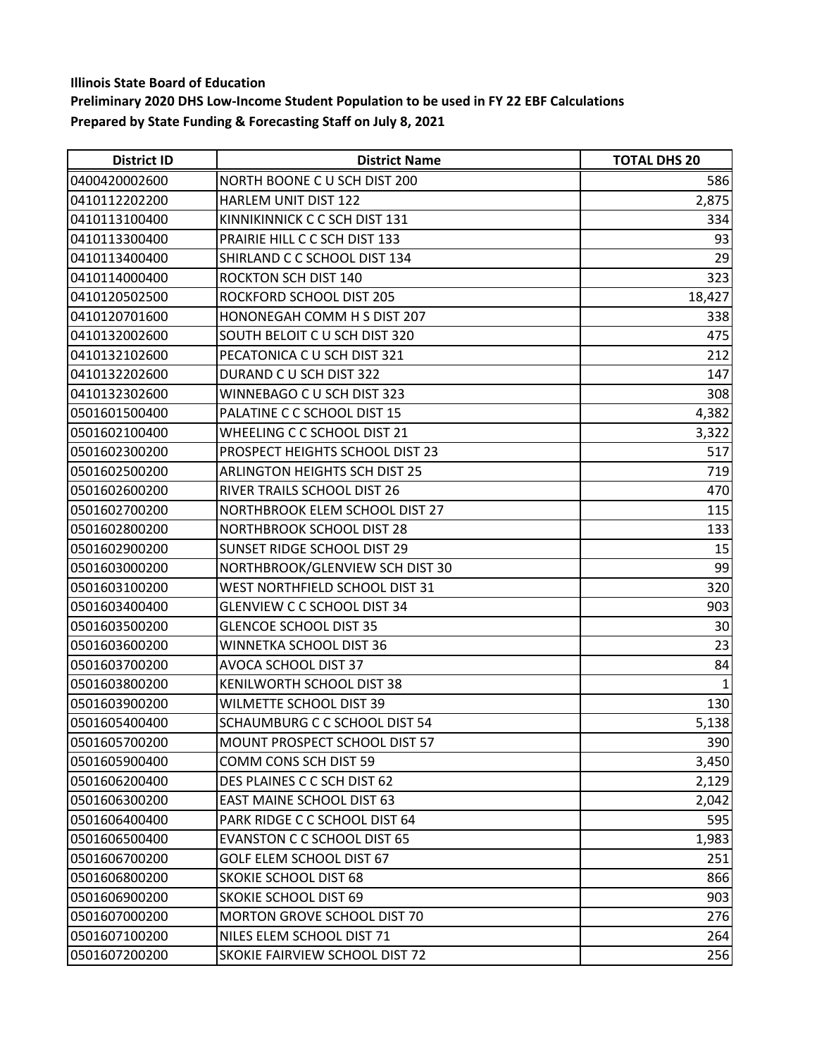**Illinois State Board of Education**

**Preliminary 2020 DHS Low-Income Student Population to be used in FY 22 EBF Calculations**

**Prepared by State Funding & Forecasting Staff on July 8, 2021**

| District ID | District Name | TOTAL DHS 20 |
|---|---|---|
| 0400420002600 | NORTH BOONE C U SCH DIST 200 | 586 |
| 0410112202200 | HARLEM UNIT DIST 122 | 2,875 |
| 0410113100400 | KINNIKINNICK C C SCH DIST 131 | 334 |
| 0410113300400 | PRAIRIE HILL C C SCH DIST 133 | 93 |
| 0410113400400 | SHIRLAND C C SCHOOL DIST 134 | 29 |
| 0410114000400 | ROCKTON SCH DIST 140 | 323 |
| 0410120502500 | ROCKFORD SCHOOL DIST 205 | 18,427 |
| 0410120701600 | HONONEGAH COMM H S DIST 207 | 338 |
| 0410132002600 | SOUTH BELOIT C U SCH DIST 320 | 475 |
| 0410132102600 | PECATONICA C U SCH DIST 321 | 212 |
| 0410132202600 | DURAND C U SCH DIST 322 | 147 |
| 0410132302600 | WINNEBAGO C U SCH DIST 323 | 308 |
| 0501601500400 | PALATINE C C SCHOOL DIST 15 | 4,382 |
| 0501602100400 | WHEELING C C SCHOOL DIST 21 | 3,322 |
| 0501602300200 | PROSPECT HEIGHTS SCHOOL DIST 23 | 517 |
| 0501602500200 | ARLINGTON HEIGHTS SCH DIST 25 | 719 |
| 0501602600200 | RIVER TRAILS SCHOOL DIST 26 | 470 |
| 0501602700200 | NORTHBROOK ELEM SCHOOL DIST 27 | 115 |
| 0501602800200 | NORTHBROOK SCHOOL DIST 28 | 133 |
| 0501602900200 | SUNSET RIDGE SCHOOL DIST 29 | 15 |
| 0501603000200 | NORTHBROOK/GLENVIEW SCH DIST 30 | 99 |
| 0501603100200 | WEST NORTHFIELD SCHOOL DIST 31 | 320 |
| 0501603400400 | GLENVIEW C C SCHOOL DIST 34 | 903 |
| 0501603500200 | GLENCOE SCHOOL DIST 35 | 30 |
| 0501603600200 | WINNETKA SCHOOL DIST 36 | 23 |
| 0501603700200 | AVOCA SCHOOL DIST 37 | 84 |
| 0501603800200 | KENILWORTH SCHOOL DIST 38 | 1 |
| 0501603900200 | WILMETTE SCHOOL DIST 39 | 130 |
| 0501605400400 | SCHAUMBURG C C SCHOOL DIST 54 | 5,138 |
| 0501605700200 | MOUNT PROSPECT SCHOOL DIST 57 | 390 |
| 0501605900400 | COMM CONS SCH DIST 59 | 3,450 |
| 0501606200400 | DES PLAINES C C SCH DIST 62 | 2,129 |
| 0501606300200 | EAST MAINE SCHOOL DIST 63 | 2,042 |
| 0501606400400 | PARK RIDGE C C SCHOOL DIST 64 | 595 |
| 0501606500400 | EVANSTON C C SCHOOL DIST 65 | 1,983 |
| 0501606700200 | GOLF ELEM SCHOOL DIST 67 | 251 |
| 0501606800200 | SKOKIE SCHOOL DIST 68 | 866 |
| 0501606900200 | SKOKIE SCHOOL DIST 69 | 903 |
| 0501607000200 | MORTON GROVE SCHOOL DIST 70 | 276 |
| 0501607100200 | NILES ELEM SCHOOL DIST 71 | 264 |
| 0501607200200 | SKOKIE FAIRVIEW SCHOOL DIST 72 | 256 |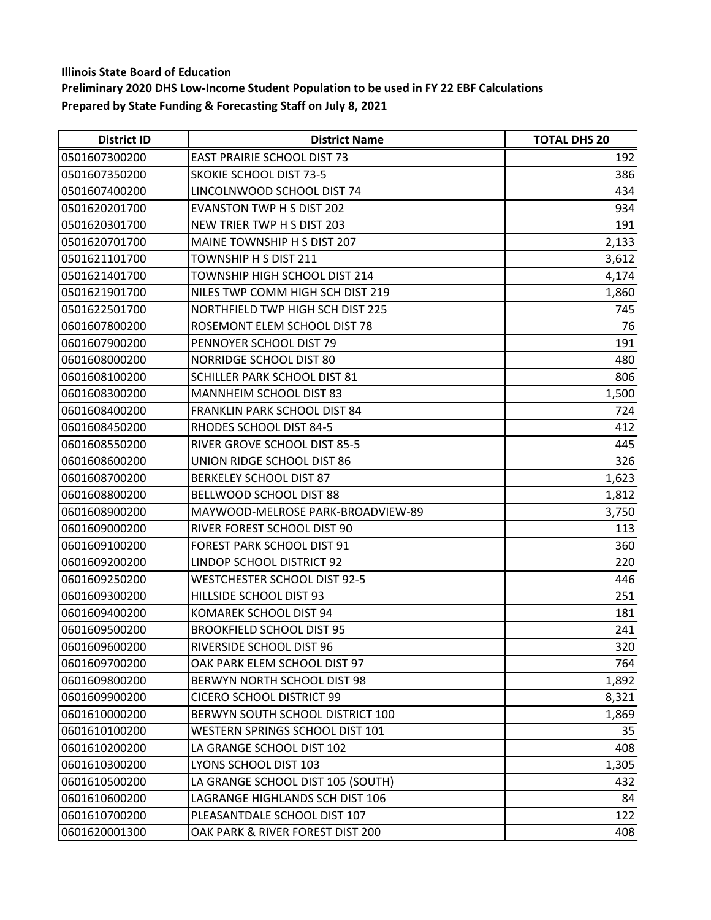**Illinois State Board of Education**
**Preliminary 2020 DHS Low-Income Student Population to be used in FY 22 EBF Calculations**
**Prepared by State Funding & Forecasting Staff on July 8, 2021**

| District ID | District Name | TOTAL DHS 20 |
|---|---|---|
| 0501607300200 | EAST PRAIRIE SCHOOL DIST 73 | 192 |
| 0501607350200 | SKOKIE SCHOOL DIST 73-5 | 386 |
| 0501607400200 | LINCOLNWOOD SCHOOL DIST 74 | 434 |
| 0501620201700 | EVANSTON TWP H S DIST 202 | 934 |
| 0501620301700 | NEW TRIER TWP H S DIST 203 | 191 |
| 0501620701700 | MAINE TOWNSHIP H S DIST 207 | 2,133 |
| 0501621101700 | TOWNSHIP H S DIST 211 | 3,612 |
| 0501621401700 | TOWNSHIP HIGH SCHOOL DIST 214 | 4,174 |
| 0501621901700 | NILES TWP COMM HIGH SCH DIST 219 | 1,860 |
| 0501622501700 | NORTHFIELD TWP HIGH SCH DIST 225 | 745 |
| 0601607800200 | ROSEMONT ELEM SCHOOL DIST 78 | 76 |
| 0601607900200 | PENNOYER SCHOOL DIST 79 | 191 |
| 0601608000200 | NORRIDGE SCHOOL DIST 80 | 480 |
| 0601608100200 | SCHILLER PARK SCHOOL DIST 81 | 806 |
| 0601608300200 | MANNHEIM SCHOOL DIST 83 | 1,500 |
| 0601608400200 | FRANKLIN PARK SCHOOL DIST 84 | 724 |
| 0601608450200 | RHODES SCHOOL DIST 84-5 | 412 |
| 0601608550200 | RIVER GROVE SCHOOL DIST 85-5 | 445 |
| 0601608600200 | UNION RIDGE SCHOOL DIST 86 | 326 |
| 0601608700200 | BERKELEY SCHOOL DIST 87 | 1,623 |
| 0601608800200 | BELLWOOD SCHOOL DIST 88 | 1,812 |
| 0601608900200 | MAYWOOD-MELROSE PARK-BROADVIEW-89 | 3,750 |
| 0601609000200 | RIVER FOREST SCHOOL DIST 90 | 113 |
| 0601609100200 | FOREST PARK SCHOOL DIST 91 | 360 |
| 0601609200200 | LINDOP SCHOOL DISTRICT 92 | 220 |
| 0601609250200 | WESTCHESTER SCHOOL DIST 92-5 | 446 |
| 0601609300200 | HILLSIDE SCHOOL DIST 93 | 251 |
| 0601609400200 | KOMAREK SCHOOL DIST 94 | 181 |
| 0601609500200 | BROOKFIELD SCHOOL DIST 95 | 241 |
| 0601609600200 | RIVERSIDE SCHOOL DIST 96 | 320 |
| 0601609700200 | OAK PARK ELEM SCHOOL DIST 97 | 764 |
| 0601609800200 | BERWYN NORTH SCHOOL DIST 98 | 1,892 |
| 0601609900200 | CICERO SCHOOL DISTRICT 99 | 8,321 |
| 0601610000200 | BERWYN SOUTH SCHOOL DISTRICT 100 | 1,869 |
| 0601610100200 | WESTERN SPRINGS SCHOOL DIST 101 | 35 |
| 0601610200200 | LA GRANGE SCHOOL DIST 102 | 408 |
| 0601610300200 | LYONS SCHOOL DIST 103 | 1,305 |
| 0601610500200 | LA GRANGE SCHOOL DIST 105 (SOUTH) | 432 |
| 0601610600200 | LAGRANGE HIGHLANDS SCH DIST 106 | 84 |
| 0601610700200 | PLEASANTDALE SCHOOL DIST 107 | 122 |
| 0601620001300 | OAK PARK & RIVER FOREST DIST 200 | 408 |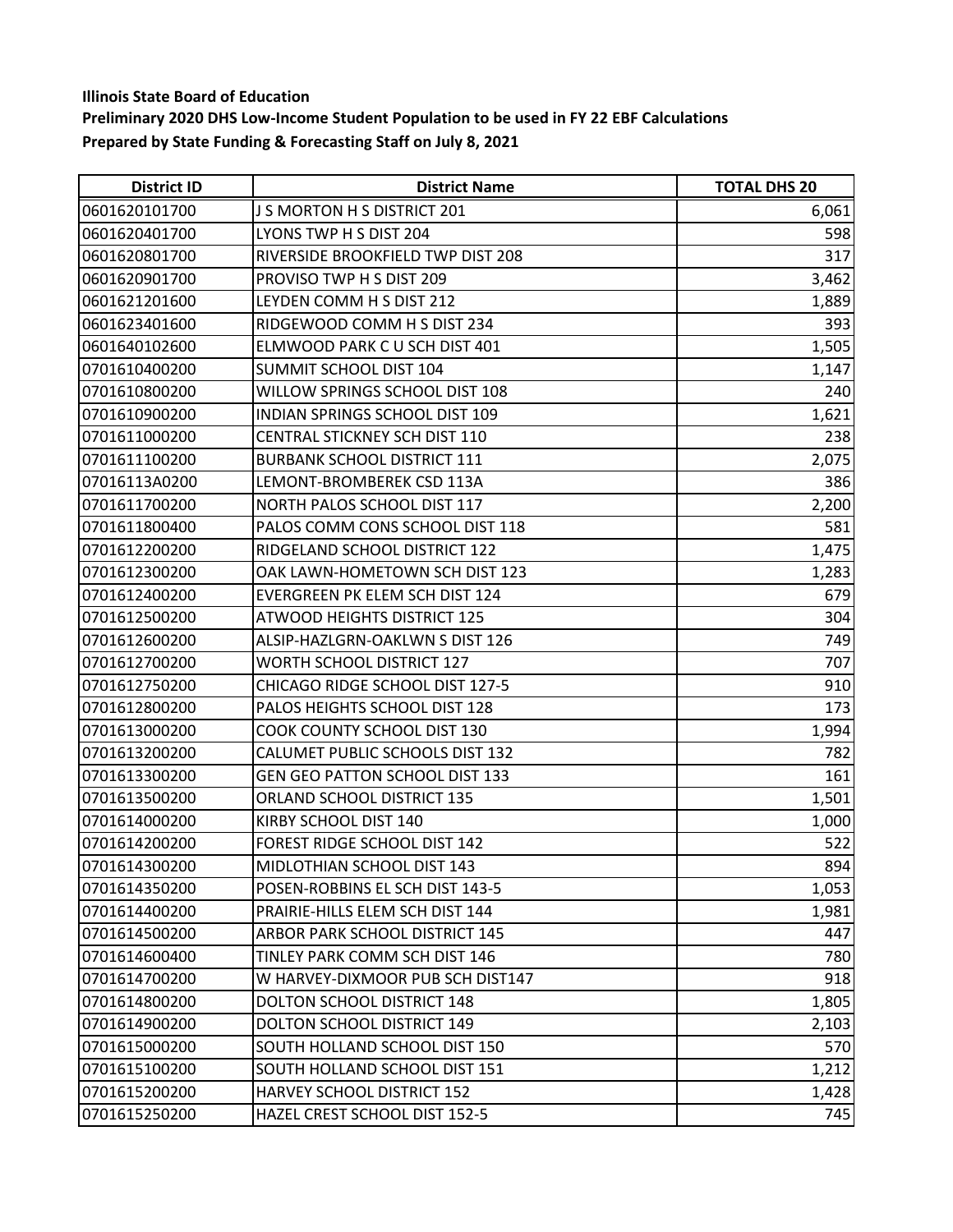**Illinois State Board of Education**
**Preliminary 2020 DHS Low-Income Student Population to be used in FY 22 EBF Calculations**
**Prepared by State Funding & Forecasting Staff on July 8, 2021**

| District ID | District Name | TOTAL DHS 20 |
|---|---|---|
| 0601620101700 | J S MORTON H S DISTRICT 201 | 6,061 |
| 0601620401700 | LYONS TWP H S DIST 204 | 598 |
| 0601620801700 | RIVERSIDE BROOKFIELD TWP DIST 208 | 317 |
| 0601620901700 | PROVISO TWP H S DIST 209 | 3,462 |
| 0601621201600 | LEYDEN COMM H S DIST 212 | 1,889 |
| 0601623401600 | RIDGEWOOD COMM H S DIST 234 | 393 |
| 0601640102600 | ELMWOOD PARK C U SCH DIST 401 | 1,505 |
| 0701610400200 | SUMMIT SCHOOL DIST 104 | 1,147 |
| 0701610800200 | WILLOW SPRINGS SCHOOL DIST 108 | 240 |
| 0701610900200 | INDIAN SPRINGS SCHOOL DIST 109 | 1,621 |
| 0701611000200 | CENTRAL STICKNEY SCH DIST 110 | 238 |
| 0701611100200 | BURBANK SCHOOL DISTRICT 111 | 2,075 |
| 07016113A0200 | LEMONT-BROMBEREK CSD 113A | 386 |
| 0701611700200 | NORTH PALOS SCHOOL DIST 117 | 2,200 |
| 0701611800400 | PALOS COMM CONS SCHOOL DIST 118 | 581 |
| 0701612200200 | RIDGELAND SCHOOL DISTRICT 122 | 1,475 |
| 0701612300200 | OAK LAWN-HOMETOWN SCH DIST 123 | 1,283 |
| 0701612400200 | EVERGREEN PK ELEM SCH DIST 124 | 679 |
| 0701612500200 | ATWOOD HEIGHTS DISTRICT 125 | 304 |
| 0701612600200 | ALSIP-HAZLGRN-OAKLWN S DIST 126 | 749 |
| 0701612700200 | WORTH SCHOOL DISTRICT 127 | 707 |
| 0701612750200 | CHICAGO RIDGE SCHOOL DIST 127-5 | 910 |
| 0701612800200 | PALOS HEIGHTS SCHOOL DIST 128 | 173 |
| 0701613000200 | COOK COUNTY SCHOOL DIST 130 | 1,994 |
| 0701613200200 | CALUMET PUBLIC SCHOOLS DIST 132 | 782 |
| 0701613300200 | GEN GEO PATTON SCHOOL DIST 133 | 161 |
| 0701613500200 | ORLAND SCHOOL DISTRICT 135 | 1,501 |
| 0701614000200 | KIRBY SCHOOL DIST 140 | 1,000 |
| 0701614200200 | FOREST RIDGE SCHOOL DIST 142 | 522 |
| 0701614300200 | MIDLOTHIAN SCHOOL DIST 143 | 894 |
| 0701614350200 | POSEN-ROBBINS EL SCH DIST 143-5 | 1,053 |
| 0701614400200 | PRAIRIE-HILLS ELEM SCH DIST 144 | 1,981 |
| 0701614500200 | ARBOR PARK SCHOOL DISTRICT 145 | 447 |
| 0701614600400 | TINLEY PARK COMM SCH DIST 146 | 780 |
| 0701614700200 | W HARVEY-DIXMOOR PUB SCH DIST147 | 918 |
| 0701614800200 | DOLTON SCHOOL DISTRICT 148 | 1,805 |
| 0701614900200 | DOLTON SCHOOL DISTRICT 149 | 2,103 |
| 0701615000200 | SOUTH HOLLAND SCHOOL DIST 150 | 570 |
| 0701615100200 | SOUTH HOLLAND SCHOOL DIST 151 | 1,212 |
| 0701615200200 | HARVEY SCHOOL DISTRICT 152 | 1,428 |
| 0701615250200 | HAZEL CREST SCHOOL DIST 152-5 | 745 |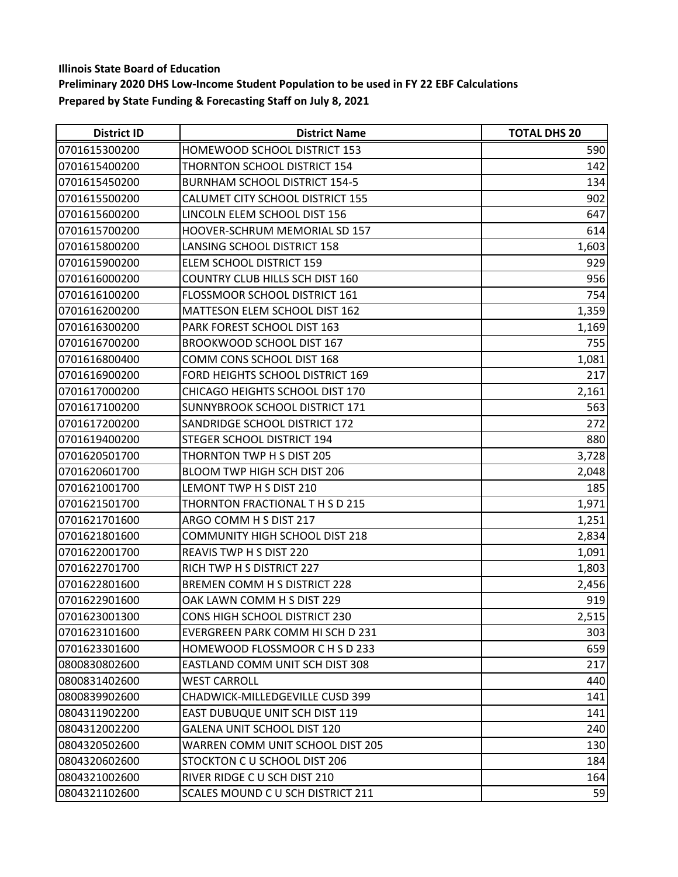**Illinois State Board of Education**

**Preliminary 2020 DHS Low-Income Student Population to be used in FY 22 EBF Calculations**

**Prepared by State Funding & Forecasting Staff on July 8, 2021**

| District ID | District Name | TOTAL DHS 20 |
|---|---|---|
| 0701615300200 | HOMEWOOD SCHOOL DISTRICT 153 | 590 |
| 0701615400200 | THORNTON SCHOOL DISTRICT 154 | 142 |
| 0701615450200 | BURNHAM SCHOOL DISTRICT 154-5 | 134 |
| 0701615500200 | CALUMET CITY SCHOOL DISTRICT 155 | 902 |
| 0701615600200 | LINCOLN ELEM SCHOOL DIST 156 | 647 |
| 0701615700200 | HOOVER-SCHRUM MEMORIAL SD 157 | 614 |
| 0701615800200 | LANSING SCHOOL DISTRICT 158 | 1,603 |
| 0701615900200 | ELEM SCHOOL DISTRICT 159 | 929 |
| 0701616000200 | COUNTRY CLUB HILLS SCH DIST 160 | 956 |
| 0701616100200 | FLOSSMOOR SCHOOL DISTRICT 161 | 754 |
| 0701616200200 | MATTESON ELEM SCHOOL DIST 162 | 1,359 |
| 0701616300200 | PARK FOREST SCHOOL DIST 163 | 1,169 |
| 0701616700200 | BROOKWOOD SCHOOL DIST 167 | 755 |
| 0701616800400 | COMM CONS SCHOOL DIST 168 | 1,081 |
| 0701616900200 | FORD HEIGHTS SCHOOL DISTRICT 169 | 217 |
| 0701617000200 | CHICAGO HEIGHTS SCHOOL DIST 170 | 2,161 |
| 0701617100200 | SUNNYBROOK SCHOOL DISTRICT 171 | 563 |
| 0701617200200 | SANDRIDGE SCHOOL DISTRICT 172 | 272 |
| 0701619400200 | STEGER SCHOOL DISTRICT 194 | 880 |
| 0701620501700 | THORNTON TWP H S DIST 205 | 3,728 |
| 0701620601700 | BLOOM TWP HIGH SCH DIST 206 | 2,048 |
| 0701621001700 | LEMONT TWP H S DIST 210 | 185 |
| 0701621501700 | THORNTON FRACTIONAL T H S D 215 | 1,971 |
| 0701621701600 | ARGO COMM H S DIST 217 | 1,251 |
| 0701621801600 | COMMUNITY HIGH SCHOOL DIST 218 | 2,834 |
| 0701622001700 | REAVIS TWP H S DIST 220 | 1,091 |
| 0701622701700 | RICH TWP H S DISTRICT 227 | 1,803 |
| 0701622801600 | BREMEN COMM H S DISTRICT 228 | 2,456 |
| 0701622901600 | OAK LAWN COMM H S DIST 229 | 919 |
| 0701623001300 | CONS HIGH SCHOOL DISTRICT 230 | 2,515 |
| 0701623101600 | EVERGREEN PARK COMM HI SCH D 231 | 303 |
| 0701623301600 | HOMEWOOD FLOSSMOOR C H S D 233 | 659 |
| 0800830802600 | EASTLAND COMM UNIT SCH DIST 308 | 217 |
| 0800831402600 | WEST CARROLL | 440 |
| 0800839902600 | CHADWICK-MILLEDGEVILLE CUSD 399 | 141 |
| 0804311902200 | EAST DUBUQUE UNIT SCH DIST 119 | 141 |
| 0804312002200 | GALENA UNIT SCHOOL DIST 120 | 240 |
| 0804320502600 | WARREN COMM UNIT SCHOOL DIST 205 | 130 |
| 0804320602600 | STOCKTON C U SCHOOL DIST 206 | 184 |
| 0804321002600 | RIVER RIDGE C U SCH DIST 210 | 164 |
| 0804321102600 | SCALES MOUND C U SCH DISTRICT 211 | 59 |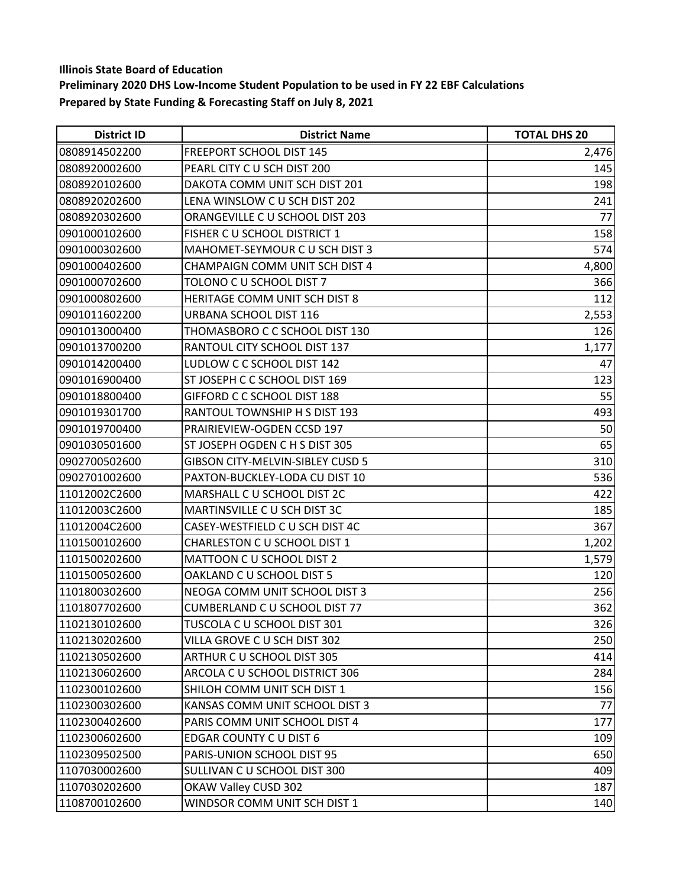**Illinois State Board of Education**
**Preliminary 2020 DHS Low-Income Student Population to be used in FY 22 EBF Calculations**
**Prepared by State Funding & Forecasting Staff on July 8, 2021**

| District ID | District Name | TOTAL DHS 20 |
|---|---|---|
| 0808914502200 | FREEPORT SCHOOL DIST 145 | 2,476 |
| 0808920002600 | PEARL CITY C U SCH DIST 200 | 145 |
| 0808920102600 | DAKOTA COMM UNIT SCH DIST 201 | 198 |
| 0808920202600 | LENA WINSLOW C U SCH DIST 202 | 241 |
| 0808920302600 | ORANGEVILLE C U SCHOOL DIST 203 | 77 |
| 0901000102600 | FISHER C U SCHOOL DISTRICT 1 | 158 |
| 0901000302600 | MAHOMET-SEYMOUR C U SCH DIST 3 | 574 |
| 0901000402600 | CHAMPAIGN COMM UNIT SCH DIST 4 | 4,800 |
| 0901000702600 | TOLONO C U SCHOOL DIST 7 | 366 |
| 0901000802600 | HERITAGE COMM UNIT SCH DIST 8 | 112 |
| 0901011602200 | URBANA SCHOOL DIST 116 | 2,553 |
| 0901013000400 | THOMASBORO C C SCHOOL DIST 130 | 126 |
| 0901013700200 | RANTOUL CITY SCHOOL DIST 137 | 1,177 |
| 0901014200400 | LUDLOW C C SCHOOL DIST 142 | 47 |
| 0901016900400 | ST JOSEPH C C SCHOOL DIST 169 | 123 |
| 0901018800400 | GIFFORD C C SCHOOL DIST 188 | 55 |
| 0901019301700 | RANTOUL TOWNSHIP H S DIST 193 | 493 |
| 0901019700400 | PRAIRIEVIEW-OGDEN CCSD 197 | 50 |
| 0901030501600 | ST JOSEPH OGDEN C H S DIST 305 | 65 |
| 0902700502600 | GIBSON CITY-MELVIN-SIBLEY CUSD 5 | 310 |
| 0902701002600 | PAXTON-BUCKLEY-LODA CU DIST 10 | 536 |
| 11012002C2600 | MARSHALL C U SCHOOL DIST 2C | 422 |
| 11012003C2600 | MARTINSVILLE C U SCH DIST 3C | 185 |
| 11012004C2600 | CASEY-WESTFIELD C U SCH DIST 4C | 367 |
| 1101500102600 | CHARLESTON C U SCHOOL DIST 1 | 1,202 |
| 1101500202600 | MATTOON C U SCHOOL DIST 2 | 1,579 |
| 1101500502600 | OAKLAND C U SCHOOL DIST 5 | 120 |
| 1101800302600 | NEOGA COMM UNIT SCHOOL DIST 3 | 256 |
| 1101807702600 | CUMBERLAND C U SCHOOL DIST 77 | 362 |
| 1102130102600 | TUSCOLA C U SCHOOL DIST 301 | 326 |
| 1102130202600 | VILLA GROVE C U SCH DIST 302 | 250 |
| 1102130502600 | ARTHUR C U SCHOOL DIST 305 | 414 |
| 1102130602600 | ARCOLA C U SCHOOL DISTRICT 306 | 284 |
| 1102300102600 | SHILOH COMM UNIT SCH DIST 1 | 156 |
| 1102300302600 | KANSAS COMM UNIT SCHOOL DIST 3 | 77 |
| 1102300402600 | PARIS COMM UNIT SCHOOL DIST 4 | 177 |
| 1102300602600 | EDGAR COUNTY C U DIST 6 | 109 |
| 1102309502500 | PARIS-UNION SCHOOL DIST 95 | 650 |
| 1107030002600 | SULLIVAN C U SCHOOL DIST 300 | 409 |
| 1107030202600 | OKAW Valley CUSD 302 | 187 |
| 1108700102600 | WINDSOR COMM UNIT SCH DIST 1 | 140 |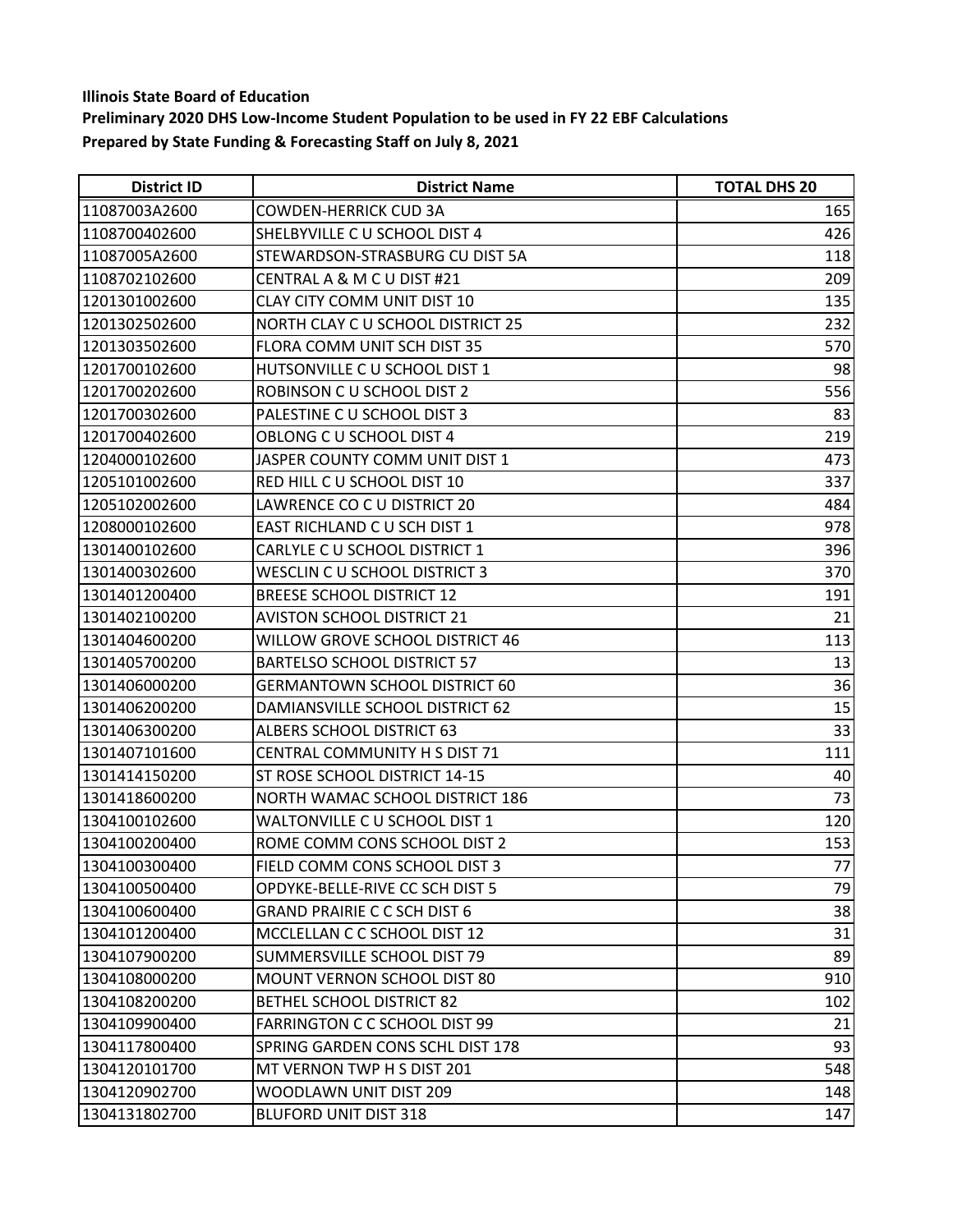**Illinois State Board of Education**

**Preliminary 2020 DHS Low-Income Student Population to be used in FY 22 EBF Calculations**

**Prepared by State Funding & Forecasting Staff on July 8, 2021**

| District ID | District Name | TOTAL DHS 20 |
|---|---|---|
| 11087003A2600 | COWDEN-HERRICK CUD 3A | 165 |
| 1108700402600 | SHELBYVILLE C U SCHOOL DIST 4 | 426 |
| 11087005A2600 | STEWARDSON-STRASBURG CU DIST 5A | 118 |
| 1108702102600 | CENTRAL A & M C U DIST #21 | 209 |
| 1201301002600 | CLAY CITY COMM UNIT DIST 10 | 135 |
| 1201302502600 | NORTH CLAY C U SCHOOL DISTRICT 25 | 232 |
| 1201303502600 | FLORA COMM UNIT SCH DIST 35 | 570 |
| 1201700102600 | HUTSONVILLE C U SCHOOL DIST 1 | 98 |
| 1201700202600 | ROBINSON C U SCHOOL DIST 2 | 556 |
| 1201700302600 | PALESTINE C U SCHOOL DIST 3 | 83 |
| 1201700402600 | OBLONG C U SCHOOL DIST 4 | 219 |
| 1204000102600 | JASPER COUNTY COMM UNIT DIST 1 | 473 |
| 1205101002600 | RED HILL C U SCHOOL DIST 10 | 337 |
| 1205102002600 | LAWRENCE CO C U DISTRICT 20 | 484 |
| 1208000102600 | EAST RICHLAND C U SCH DIST 1 | 978 |
| 1301400102600 | CARLYLE C U SCHOOL DISTRICT 1 | 396 |
| 1301400302600 | WESCLIN C U SCHOOL DISTRICT 3 | 370 |
| 1301401200400 | BREESE SCHOOL DISTRICT 12 | 191 |
| 1301402100200 | AVISTON SCHOOL DISTRICT 21 | 21 |
| 1301404600200 | WILLOW GROVE SCHOOL DISTRICT 46 | 113 |
| 1301405700200 | BARTELSO SCHOOL DISTRICT 57 | 13 |
| 1301406000200 | GERMANTOWN SCHOOL DISTRICT 60 | 36 |
| 1301406200200 | DAMIANSVILLE SCHOOL DISTRICT 62 | 15 |
| 1301406300200 | ALBERS SCHOOL DISTRICT 63 | 33 |
| 1301407101600 | CENTRAL COMMUNITY H S DIST 71 | 111 |
| 1301414150200 | ST ROSE SCHOOL DISTRICT 14-15 | 40 |
| 1301418600200 | NORTH WAMAC SCHOOL DISTRICT 186 | 73 |
| 1304100102600 | WALTONVILLE C U SCHOOL DIST 1 | 120 |
| 1304100200400 | ROME COMM CONS SCHOOL DIST 2 | 153 |
| 1304100300400 | FIELD COMM CONS SCHOOL DIST 3 | 77 |
| 1304100500400 | OPDYKE-BELLE-RIVE CC SCH DIST 5 | 79 |
| 1304100600400 | GRAND PRAIRIE C C SCH DIST 6 | 38 |
| 1304101200400 | MCCLELLAN C C SCHOOL DIST 12 | 31 |
| 1304107900200 | SUMMERSVILLE SCHOOL DIST 79 | 89 |
| 1304108000200 | MOUNT VERNON SCHOOL DIST 80 | 910 |
| 1304108200200 | BETHEL SCHOOL DISTRICT 82 | 102 |
| 1304109900400 | FARRINGTON C C SCHOOL DIST 99 | 21 |
| 1304117800400 | SPRING GARDEN CONS SCHL DIST 178 | 93 |
| 1304120101700 | MT VERNON TWP H S DIST 201 | 548 |
| 1304120902700 | WOODLAWN UNIT DIST 209 | 148 |
| 1304131802700 | BLUFORD UNIT DIST 318 | 147 |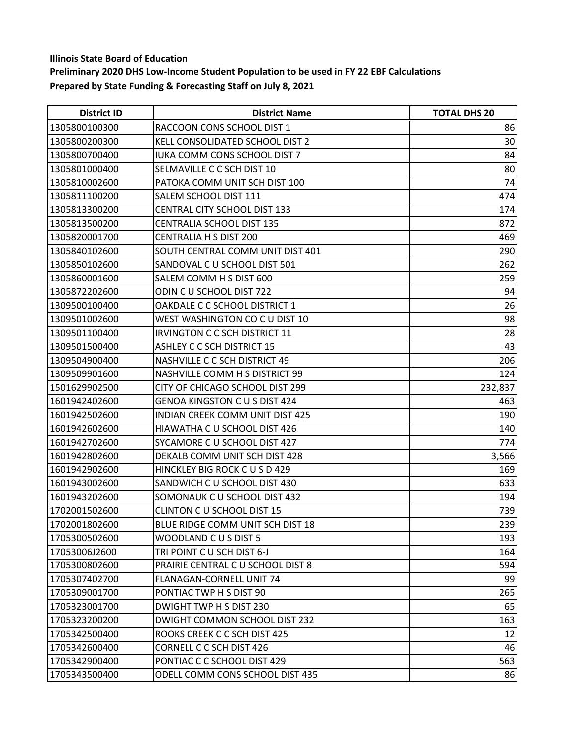**Illinois State Board of Education**
**Preliminary 2020 DHS Low-Income Student Population to be used in FY 22 EBF Calculations**
**Prepared by State Funding & Forecasting Staff on July 8, 2021**

| District ID | District Name | TOTAL DHS 20 |
|---|---|---|
| 1305800100300 | RACCOON CONS SCHOOL DIST 1 | 86 |
| 1305800200300 | KELL CONSOLIDATED SCHOOL DIST 2 | 30 |
| 1305800700400 | IUKA COMM CONS SCHOOL DIST 7 | 84 |
| 1305801000400 | SELMAVILLE C C SCH DIST 10 | 80 |
| 1305810002600 | PATOKA COMM UNIT SCH DIST 100 | 74 |
| 1305811100200 | SALEM SCHOOL DIST 111 | 474 |
| 1305813300200 | CENTRAL CITY SCHOOL DIST 133 | 174 |
| 1305813500200 | CENTRALIA SCHOOL DIST 135 | 872 |
| 1305820001700 | CENTRALIA H S DIST 200 | 469 |
| 1305840102600 | SOUTH CENTRAL COMM UNIT DIST 401 | 290 |
| 1305850102600 | SANDOVAL C U SCHOOL DIST 501 | 262 |
| 1305860001600 | SALEM COMM H S DIST 600 | 259 |
| 1305872202600 | ODIN C U SCHOOL DIST 722 | 94 |
| 1309500100400 | OAKDALE C C SCHOOL DISTRICT 1 | 26 |
| 1309501002600 | WEST WASHINGTON CO C U DIST 10 | 98 |
| 1309501100400 | IRVINGTON C C SCH DISTRICT 11 | 28 |
| 1309501500400 | ASHLEY C C SCH DISTRICT 15 | 43 |
| 1309504900400 | NASHVILLE C C SCH DISTRICT 49 | 206 |
| 1309509901600 | NASHVILLE COMM H S DISTRICT 99 | 124 |
| 1501629902500 | CITY OF CHICAGO SCHOOL DIST 299 | 232,837 |
| 1601942402600 | GENOA KINGSTON C U S DIST 424 | 463 |
| 1601942502600 | INDIAN CREEK COMM UNIT DIST 425 | 190 |
| 1601942602600 | HIAWATHA C U SCHOOL DIST 426 | 140 |
| 1601942702600 | SYCAMORE C U SCHOOL DIST 427 | 774 |
| 1601942802600 | DEKALB COMM UNIT SCH DIST 428 | 3,566 |
| 1601942902600 | HINCKLEY BIG ROCK C U S D 429 | 169 |
| 1601943002600 | SANDWICH C U SCHOOL DIST 430 | 633 |
| 1601943202600 | SOMONAUK C U SCHOOL DIST 432 | 194 |
| 1702001502600 | CLINTON C U SCHOOL DIST 15 | 739 |
| 1702001802600 | BLUE RIDGE COMM UNIT SCH DIST 18 | 239 |
| 1705300502600 | WOODLAND C U S DIST 5 | 193 |
| 17053006J2600 | TRI POINT C U SCH DIST 6-J | 164 |
| 1705300802600 | PRAIRIE CENTRAL C U SCHOOL DIST 8 | 594 |
| 1705307402700 | FLANAGAN-CORNELL UNIT 74 | 99 |
| 1705309001700 | PONTIAC TWP H S DIST 90 | 265 |
| 1705323001700 | DWIGHT TWP H S DIST 230 | 65 |
| 1705323200200 | DWIGHT COMMON SCHOOL DIST 232 | 163 |
| 1705342500400 | ROOKS CREEK C C SCH DIST 425 | 12 |
| 1705342600400 | CORNELL C C SCH DIST 426 | 46 |
| 1705342900400 | PONTIAC C C SCHOOL DIST 429 | 563 |
| 1705343500400 | ODELL COMM CONS SCHOOL DIST 435 | 86 |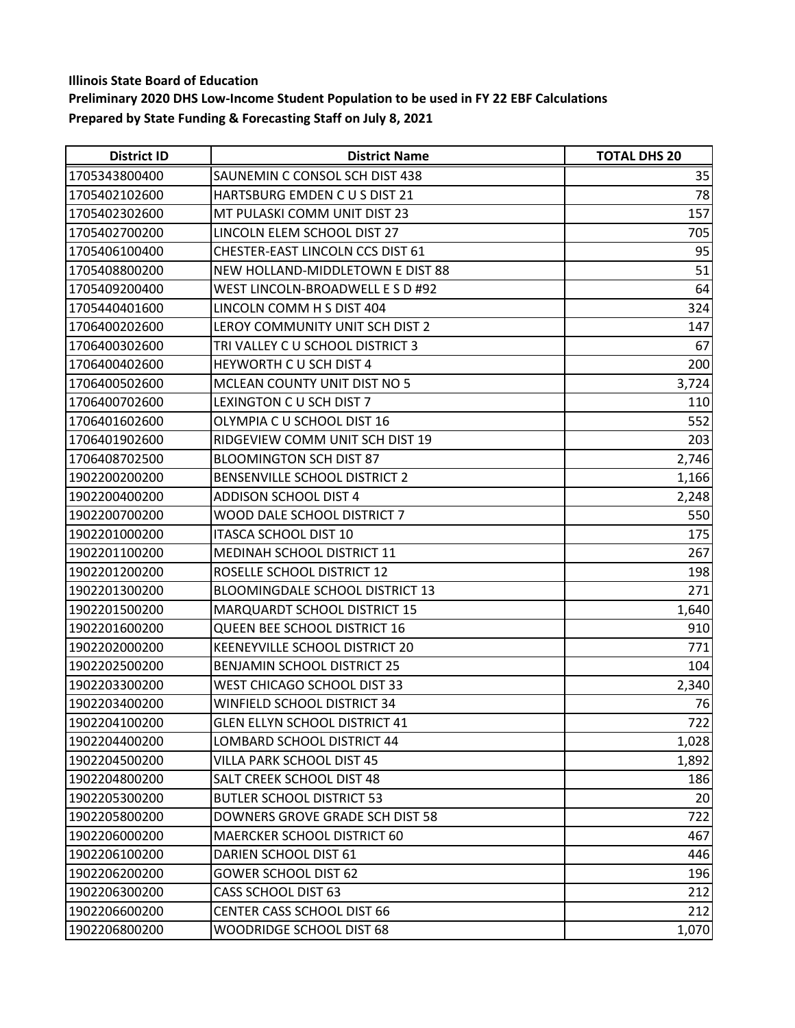**Illinois State Board of Education**
**Preliminary 2020 DHS Low-Income Student Population to be used in FY 22 EBF Calculations**
**Prepared by State Funding & Forecasting Staff on July 8, 2021**

| District ID | District Name | TOTAL DHS 20 |
|---|---|---|
| 1705343800400 | SAUNEMIN C CONSOL SCH DIST 438 | 35 |
| 1705402102600 | HARTSBURG EMDEN C U S DIST 21 | 78 |
| 1705402302600 | MT PULASKI COMM UNIT DIST 23 | 157 |
| 1705402700200 | LINCOLN ELEM SCHOOL DIST 27 | 705 |
| 1705406100400 | CHESTER-EAST LINCOLN CCS DIST 61 | 95 |
| 1705408800200 | NEW HOLLAND-MIDDLETOWN E DIST 88 | 51 |
| 1705409200400 | WEST LINCOLN-BROADWELL E S D #92 | 64 |
| 1705440401600 | LINCOLN COMM H S DIST 404 | 324 |
| 1706400202600 | LEROY COMMUNITY UNIT SCH DIST 2 | 147 |
| 1706400302600 | TRI VALLEY C U SCHOOL DISTRICT 3 | 67 |
| 1706400402600 | HEYWORTH C U SCH DIST 4 | 200 |
| 1706400502600 | MCLEAN COUNTY UNIT DIST NO 5 | 3,724 |
| 1706400702600 | LEXINGTON C U SCH DIST 7 | 110 |
| 1706401602600 | OLYMPIA C U SCHOOL DIST 16 | 552 |
| 1706401902600 | RIDGEVIEW COMM UNIT SCH DIST 19 | 203 |
| 1706408702500 | BLOOMINGTON SCH DIST 87 | 2,746 |
| 1902200200200 | BENSENVILLE SCHOOL DISTRICT 2 | 1,166 |
| 1902200400200 | ADDISON SCHOOL DIST 4 | 2,248 |
| 1902200700200 | WOOD DALE SCHOOL DISTRICT 7 | 550 |
| 1902201000200 | ITASCA SCHOOL DIST 10 | 175 |
| 1902201100200 | MEDINAH SCHOOL DISTRICT 11 | 267 |
| 1902201200200 | ROSELLE SCHOOL DISTRICT 12 | 198 |
| 1902201300200 | BLOOMINGDALE SCHOOL DISTRICT 13 | 271 |
| 1902201500200 | MARQUARDT SCHOOL DISTRICT 15 | 1,640 |
| 1902201600200 | QUEEN BEE SCHOOL DISTRICT 16 | 910 |
| 1902202000200 | KEENEYVILLE SCHOOL DISTRICT 20 | 771 |
| 1902202500200 | BENJAMIN SCHOOL DISTRICT 25 | 104 |
| 1902203300200 | WEST CHICAGO SCHOOL DIST 33 | 2,340 |
| 1902203400200 | WINFIELD SCHOOL DISTRICT 34 | 76 |
| 1902204100200 | GLEN ELLYN SCHOOL DISTRICT 41 | 722 |
| 1902204400200 | LOMBARD SCHOOL DISTRICT 44 | 1,028 |
| 1902204500200 | VILLA PARK SCHOOL DIST 45 | 1,892 |
| 1902204800200 | SALT CREEK SCHOOL DIST 48 | 186 |
| 1902205300200 | BUTLER SCHOOL DISTRICT 53 | 20 |
| 1902205800200 | DOWNERS GROVE GRADE SCH DIST 58 | 722 |
| 1902206000200 | MAERCKER SCHOOL DISTRICT 60 | 467 |
| 1902206100200 | DARIEN SCHOOL DIST 61 | 446 |
| 1902206200200 | GOWER SCHOOL DIST 62 | 196 |
| 1902206300200 | CASS SCHOOL DIST 63 | 212 |
| 1902206600200 | CENTER CASS SCHOOL DIST 66 | 212 |
| 1902206800200 | WOODRIDGE SCHOOL DIST 68 | 1,070 |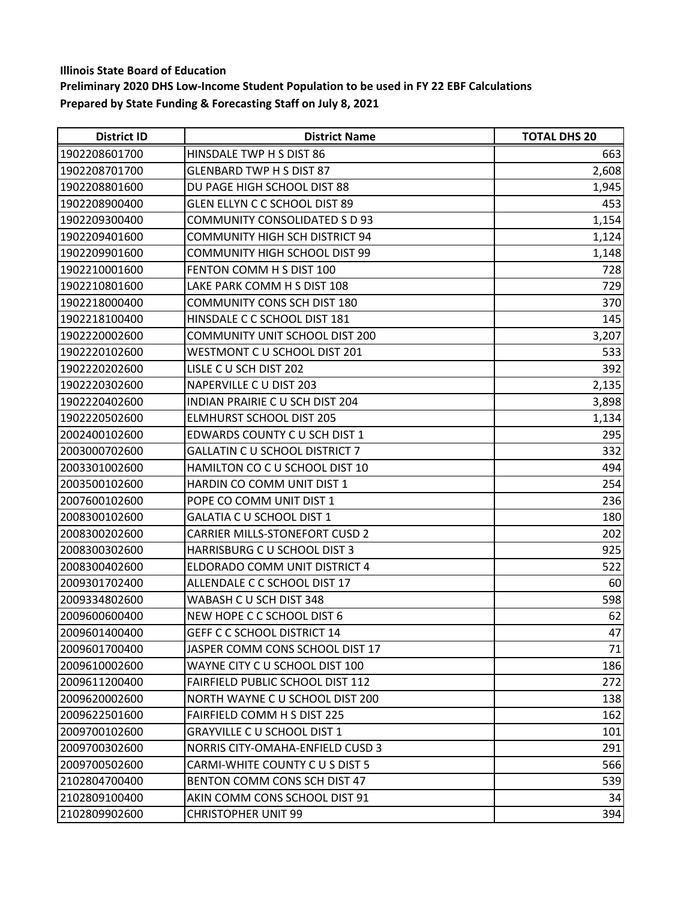**Illinois State Board of Education**
**Preliminary 2020 DHS Low-Income Student Population to be used in FY 22 EBF Calculations**
**Prepared by State Funding & Forecasting Staff on July 8, 2021**

| District ID | District Name | TOTAL DHS 20 |
|---|---|---|
| 1902208601700 | HINSDALE TWP H S DIST 86 | 663 |
| 1902208701700 | GLENBARD TWP H S DIST 87 | 2,608 |
| 1902208801600 | DU PAGE HIGH SCHOOL DIST 88 | 1,945 |
| 1902208900400 | GLEN ELLYN C C SCHOOL DIST 89 | 453 |
| 1902209300400 | COMMUNITY CONSOLIDATED S D 93 | 1,154 |
| 1902209401600 | COMMUNITY HIGH SCH DISTRICT 94 | 1,124 |
| 1902209901600 | COMMUNITY HIGH SCHOOL DIST 99 | 1,148 |
| 1902210001600 | FENTON COMM H S DIST 100 | 728 |
| 1902210801600 | LAKE PARK COMM H S DIST 108 | 729 |
| 1902218000400 | COMMUNITY CONS SCH DIST 180 | 370 |
| 1902218100400 | HINSDALE C C SCHOOL DIST 181 | 145 |
| 1902220002600 | COMMUNITY UNIT SCHOOL DIST 200 | 3,207 |
| 1902220102600 | WESTMONT C U SCHOOL DIST 201 | 533 |
| 1902220202600 | LISLE C U SCH DIST 202 | 392 |
| 1902220302600 | NAPERVILLE C U DIST 203 | 2,135 |
| 1902220402600 | INDIAN PRAIRIE C U SCH DIST 204 | 3,898 |
| 1902220502600 | ELMHURST SCHOOL DIST 205 | 1,134 |
| 2002400102600 | EDWARDS COUNTY C U SCH DIST 1 | 295 |
| 2003000702600 | GALLATIN C U SCHOOL DISTRICT 7 | 332 |
| 2003301002600 | HAMILTON CO C U SCHOOL DIST 10 | 494 |
| 2003500102600 | HARDIN CO COMM UNIT DIST 1 | 254 |
| 2007600102600 | POPE CO COMM UNIT DIST 1 | 236 |
| 2008300102600 | GALATIA C U SCHOOL DIST 1 | 180 |
| 2008300202600 | CARRIER MILLS-STONEFORT CUSD 2 | 202 |
| 2008300302600 | HARRISBURG C U SCHOOL DIST 3 | 925 |
| 2008300402600 | ELDORADO COMM UNIT DISTRICT 4 | 522 |
| 2009301702400 | ALLENDALE C C SCHOOL DIST 17 | 60 |
| 2009334802600 | WABASH C U SCH DIST 348 | 598 |
| 2009600600400 | NEW HOPE C C SCHOOL DIST 6 | 62 |
| 2009601400400 | GEFF C C SCHOOL DISTRICT 14 | 47 |
| 2009601700400 | JASPER COMM CONS SCHOOL DIST 17 | 71 |
| 2009610002600 | WAYNE CITY C U SCHOOL DIST 100 | 186 |
| 2009611200400 | FAIRFIELD PUBLIC SCHOOL DIST 112 | 272 |
| 2009620002600 | NORTH WAYNE C U SCHOOL DIST 200 | 138 |
| 2009622501600 | FAIRFIELD COMM H S DIST 225 | 162 |
| 2009700102600 | GRAYVILLE C U SCHOOL DIST 1 | 101 |
| 2009700302600 | NORRIS CITY-OMAHA-ENFIELD CUSD 3 | 291 |
| 2009700502600 | CARMI-WHITE COUNTY C U S DIST 5 | 566 |
| 2102804700400 | BENTON COMM CONS SCH DIST 47 | 539 |
| 2102809100400 | AKIN COMM CONS SCHOOL DIST 91 | 34 |
| 2102809902600 | CHRISTOPHER UNIT 99 | 394 |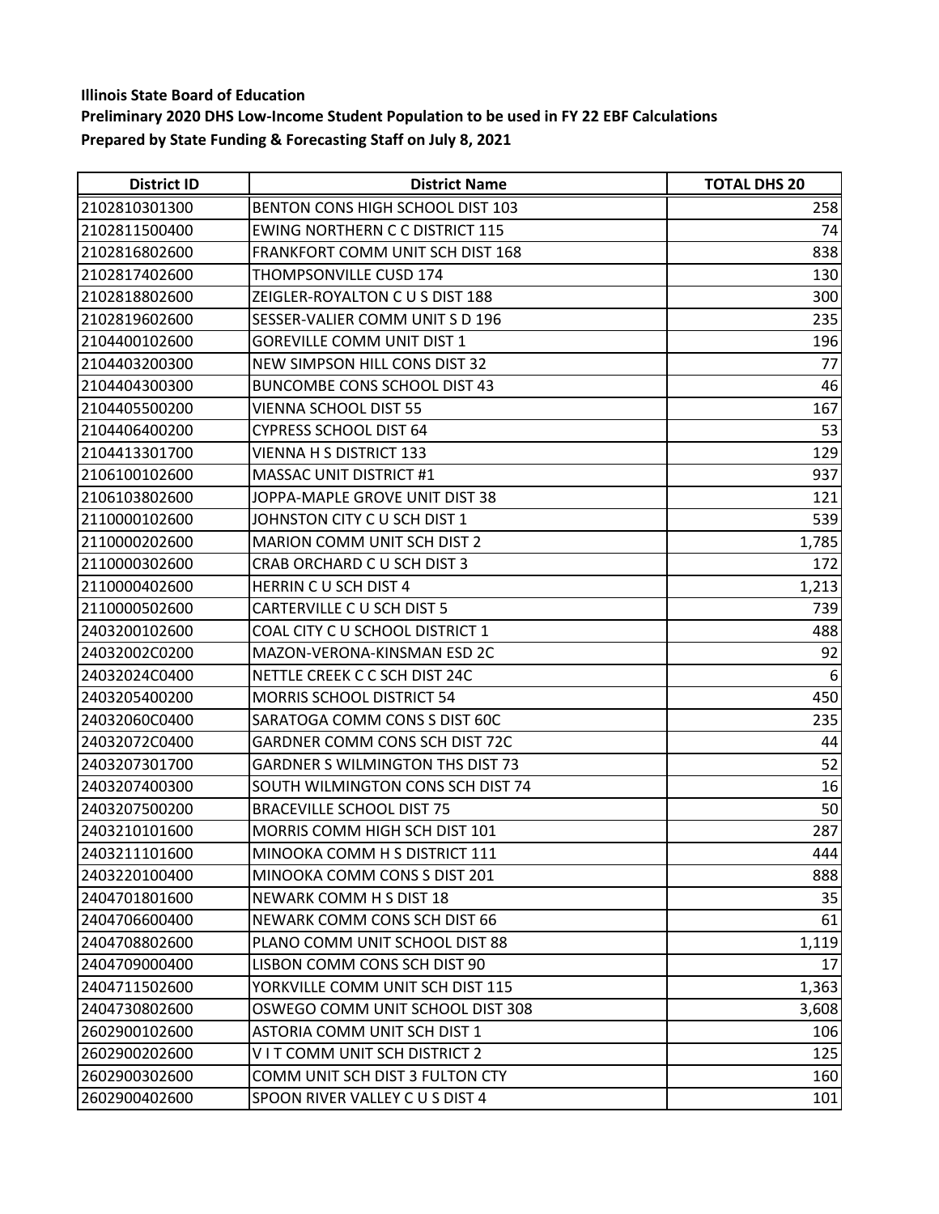**Illinois State Board of Education**

**Preliminary 2020 DHS Low-Income Student Population to be used in FY 22 EBF Calculations**

**Prepared by State Funding & Forecasting Staff on July 8, 2021**

| District ID | District Name | TOTAL DHS 20 |
|---|---|---|
| 2102810301300 | BENTON CONS HIGH SCHOOL DIST 103 | 258 |
| 2102811500400 | EWING NORTHERN C C DISTRICT 115 | 74 |
| 2102816802600 | FRANKFORT COMM UNIT SCH DIST 168 | 838 |
| 2102817402600 | THOMPSONVILLE CUSD 174 | 130 |
| 2102818802600 | ZEIGLER-ROYALTON C U S DIST 188 | 300 |
| 2102819602600 | SESSER-VALIER COMM UNIT S D 196 | 235 |
| 2104400102600 | GOREVILLE COMM UNIT DIST 1 | 196 |
| 2104403200300 | NEW SIMPSON HILL CONS DIST 32 | 77 |
| 2104404300300 | BUNCOMBE CONS SCHOOL DIST 43 | 46 |
| 2104405500200 | VIENNA SCHOOL DIST 55 | 167 |
| 2104406400200 | CYPRESS SCHOOL DIST 64 | 53 |
| 2104413301700 | VIENNA H S DISTRICT 133 | 129 |
| 2106100102600 | MASSAC UNIT DISTRICT #1 | 937 |
| 2106103802600 | JOPPA-MAPLE GROVE UNIT DIST 38 | 121 |
| 2110000102600 | JOHNSTON CITY C U SCH DIST 1 | 539 |
| 2110000202600 | MARION COMM UNIT SCH DIST 2 | 1,785 |
| 2110000302600 | CRAB ORCHARD C U SCH DIST 3 | 172 |
| 2110000402600 | HERRIN C U SCH DIST 4 | 1,213 |
| 2110000502600 | CARTERVILLE C U SCH DIST 5 | 739 |
| 2403200102600 | COAL CITY C U SCHOOL DISTRICT 1 | 488 |
| 24032002C0200 | MAZON-VERONA-KINSMAN ESD 2C | 92 |
| 24032024C0400 | NETTLE CREEK C C SCH DIST 24C | 6 |
| 2403205400200 | MORRIS SCHOOL DISTRICT 54 | 450 |
| 24032060C0400 | SARATOGA COMM CONS S DIST 60C | 235 |
| 24032072C0400 | GARDNER COMM CONS SCH DIST 72C | 44 |
| 2403207301700 | GARDNER S WILMINGTON THS DIST 73 | 52 |
| 2403207400300 | SOUTH WILMINGTON CONS SCH DIST 74 | 16 |
| 2403207500200 | BRACEVILLE SCHOOL DIST 75 | 50 |
| 2403210101600 | MORRIS COMM HIGH SCH DIST 101 | 287 |
| 2403211101600 | MINOOKA COMM H S DISTRICT 111 | 444 |
| 2403220100400 | MINOOKA COMM CONS S DIST 201 | 888 |
| 2404701801600 | NEWARK COMM H S DIST 18 | 35 |
| 2404706600400 | NEWARK COMM CONS SCH DIST 66 | 61 |
| 2404708802600 | PLANO COMM UNIT SCHOOL DIST 88 | 1,119 |
| 2404709000400 | LISBON COMM CONS SCH DIST 90 | 17 |
| 2404711502600 | YORKVILLE COMM UNIT SCH DIST 115 | 1,363 |
| 2404730802600 | OSWEGO COMM UNIT SCHOOL DIST 308 | 3,608 |
| 2602900102600 | ASTORIA COMM UNIT SCH DIST 1 | 106 |
| 2602900202600 | V I T COMM UNIT SCH DISTRICT 2 | 125 |
| 2602900302600 | COMM UNIT SCH DIST 3 FULTON CTY | 160 |
| 2602900402600 | SPOON RIVER VALLEY C U S DIST 4 | 101 |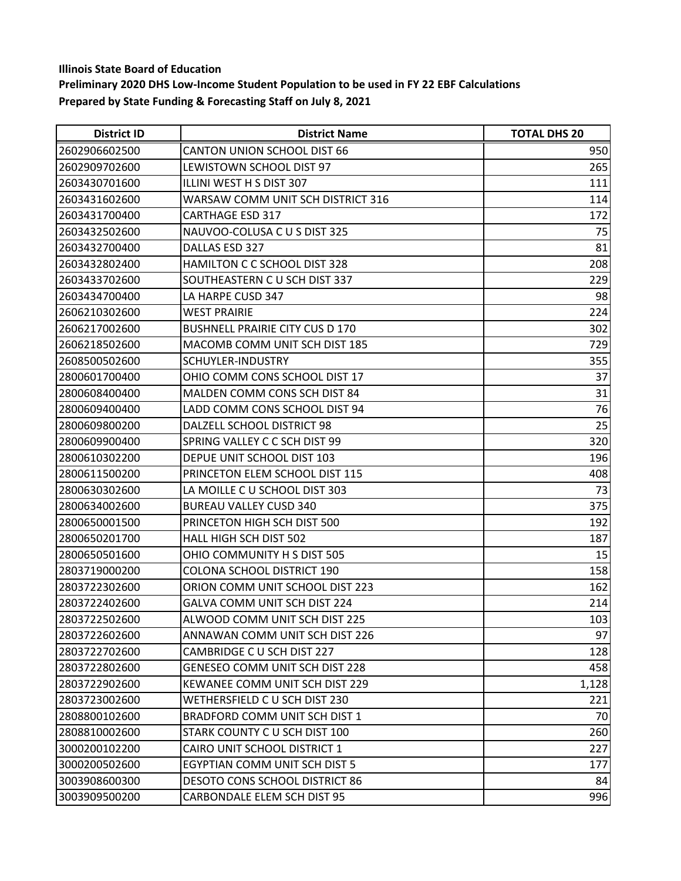**Illinois State Board of Education**

**Preliminary 2020 DHS Low-Income Student Population to be used in FY 22 EBF Calculations**

**Prepared by State Funding & Forecasting Staff on July 8, 2021**

| District ID | District Name | TOTAL DHS 20 |
|---|---|---|
| 2602906602500 | CANTON UNION SCHOOL DIST 66 | 950 |
| 2602909702600 | LEWISTOWN SCHOOL DIST 97 | 265 |
| 2603430701600 | ILLINI WEST H S DIST 307 | 111 |
| 2603431602600 | WARSAW COMM UNIT SCH DISTRICT 316 | 114 |
| 2603431700400 | CARTHAGE ESD 317 | 172 |
| 2603432502600 | NAUVOO-COLUSA C U S DIST 325 | 75 |
| 2603432700400 | DALLAS ESD 327 | 81 |
| 2603432802400 | HAMILTON C C SCHOOL DIST 328 | 208 |
| 2603433702600 | SOUTHEASTERN C U SCH DIST 337 | 229 |
| 2603434700400 | LA HARPE CUSD 347 | 98 |
| 2606210302600 | WEST PRAIRIE | 224 |
| 2606217002600 | BUSHNELL PRAIRIE CITY CUS D 170 | 302 |
| 2606218502600 | MACOMB COMM UNIT SCH DIST 185 | 729 |
| 2608500502600 | SCHUYLER-INDUSTRY | 355 |
| 2800601700400 | OHIO COMM CONS SCHOOL DIST 17 | 37 |
| 2800608400400 | MALDEN COMM CONS SCH DIST 84 | 31 |
| 2800609400400 | LADD COMM CONS SCHOOL DIST 94 | 76 |
| 2800609800200 | DALZELL SCHOOL DISTRICT 98 | 25 |
| 2800609900400 | SPRING VALLEY C C SCH DIST 99 | 320 |
| 2800610302200 | DEPUE UNIT SCHOOL DIST 103 | 196 |
| 2800611500200 | PRINCETON ELEM SCHOOL DIST 115 | 408 |
| 2800630302600 | LA MOILLE C U SCHOOL DIST 303 | 73 |
| 2800634002600 | BUREAU VALLEY CUSD 340 | 375 |
| 2800650001500 | PRINCETON HIGH SCH DIST 500 | 192 |
| 2800650201700 | HALL HIGH SCH DIST 502 | 187 |
| 2800650501600 | OHIO COMMUNITY H S DIST 505 | 15 |
| 2803719000200 | COLONA SCHOOL DISTRICT 190 | 158 |
| 2803722302600 | ORION COMM UNIT SCHOOL DIST 223 | 162 |
| 2803722402600 | GALVA COMM UNIT SCH DIST 224 | 214 |
| 2803722502600 | ALWOOD COMM UNIT SCH DIST 225 | 103 |
| 2803722602600 | ANNAWAN COMM UNIT SCH DIST 226 | 97 |
| 2803722702600 | CAMBRIDGE C U SCH DIST 227 | 128 |
| 2803722802600 | GENESEO COMM UNIT SCH DIST 228 | 458 |
| 2803722902600 | KEWANEE COMM UNIT SCH DIST 229 | 1,128 |
| 2803723002600 | WETHERSFIELD C U SCH DIST 230 | 221 |
| 2808800102600 | BRADFORD COMM UNIT SCH DIST 1 | 70 |
| 2808810002600 | STARK COUNTY C U SCH DIST 100 | 260 |
| 3000200102200 | CAIRO UNIT SCHOOL DISTRICT 1 | 227 |
| 3000200502600 | EGYPTIAN COMM UNIT SCH DIST 5 | 177 |
| 3003908600300 | DESOTO CONS SCHOOL DISTRICT 86 | 84 |
| 3003909500200 | CARBONDALE ELEM SCH DIST 95 | 996 |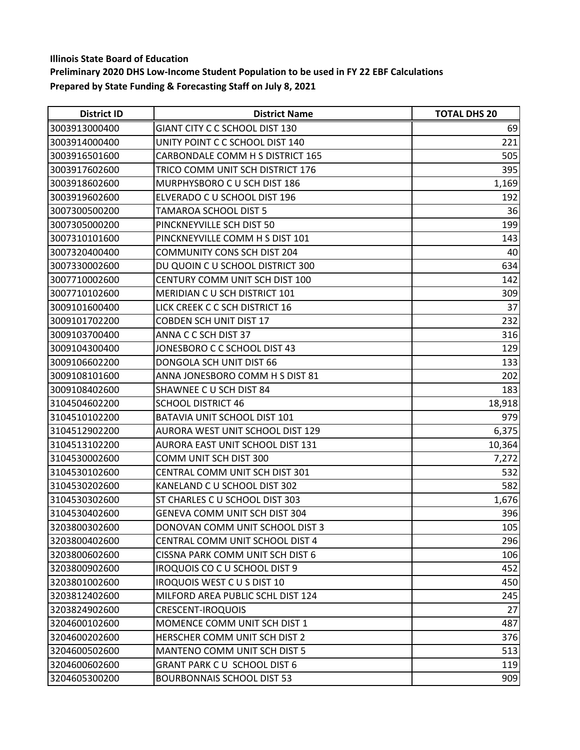**Illinois State Board of Education**

**Preliminary 2020 DHS Low-Income Student Population to be used in FY 22 EBF Calculations**

**Prepared by State Funding & Forecasting Staff on July 8, 2021**

| District ID | District Name | TOTAL DHS 20 |
|---|---|---|
| 3003913000400 | GIANT CITY C C SCHOOL DIST 130 | 69 |
| 3003914000400 | UNITY POINT C C SCHOOL DIST 140 | 221 |
| 3003916501600 | CARBONDALE COMM H S DISTRICT 165 | 505 |
| 3003917602600 | TRICO COMM UNIT SCH DISTRICT 176 | 395 |
| 3003918602600 | MURPHYSBORO C U SCH DIST 186 | 1,169 |
| 3003919602600 | ELVERADO C U SCHOOL DIST 196 | 192 |
| 3007300500200 | TAMAROA SCHOOL DIST 5 | 36 |
| 3007305000200 | PINCKNEYVILLE SCH DIST 50 | 199 |
| 3007310101600 | PINCKNEYVILLE COMM H S DIST 101 | 143 |
| 3007320400400 | COMMUNITY CONS SCH DIST 204 | 40 |
| 3007330002600 | DU QUOIN C U SCHOOL DISTRICT 300 | 634 |
| 3007710002600 | CENTURY COMM UNIT SCH DIST 100 | 142 |
| 3007710102600 | MERIDIAN C U SCH DISTRICT 101 | 309 |
| 3009101600400 | LICK CREEK C C SCH DISTRICT 16 | 37 |
| 3009101702200 | COBDEN SCH UNIT DIST 17 | 232 |
| 3009103700400 | ANNA C C SCH DIST 37 | 316 |
| 3009104300400 | JONESBORO C C SCHOOL DIST 43 | 129 |
| 3009106602200 | DONGOLA SCH UNIT DIST 66 | 133 |
| 3009108101600 | ANNA JONESBORO COMM H S DIST 81 | 202 |
| 3009108402600 | SHAWNEE C U SCH DIST 84 | 183 |
| 3104504602200 | SCHOOL DISTRICT 46 | 18,918 |
| 3104510102200 | BATAVIA UNIT SCHOOL DIST 101 | 979 |
| 3104512902200 | AURORA WEST UNIT SCHOOL DIST 129 | 6,375 |
| 3104513102200 | AURORA EAST UNIT SCHOOL DIST 131 | 10,364 |
| 3104530002600 | COMM UNIT SCH DIST 300 | 7,272 |
| 3104530102600 | CENTRAL COMM UNIT SCH DIST 301 | 532 |
| 3104530202600 | KANELAND C U SCHOOL DIST 302 | 582 |
| 3104530302600 | ST CHARLES C U SCHOOL DIST 303 | 1,676 |
| 3104530402600 | GENEVA COMM UNIT SCH DIST 304 | 396 |
| 3203800302600 | DONOVAN COMM UNIT SCHOOL DIST 3 | 105 |
| 3203800402600 | CENTRAL COMM UNIT SCHOOL DIST 4 | 296 |
| 3203800602600 | CISSNA PARK COMM UNIT SCH DIST 6 | 106 |
| 3203800902600 | IROQUOIS CO C U SCHOOL DIST 9 | 452 |
| 3203801002600 | IROQUOIS WEST C U S DIST 10 | 450 |
| 3203812402600 | MILFORD AREA PUBLIC SCHL DIST 124 | 245 |
| 3203824902600 | CRESCENT-IROQUOIS | 27 |
| 3204600102600 | MOMENCE COMM UNIT SCH DIST 1 | 487 |
| 3204600202600 | HERSCHER COMM UNIT SCH DIST 2 | 376 |
| 3204600502600 | MANTENO COMM UNIT SCH DIST 5 | 513 |
| 3204600602600 | GRANT PARK C U SCHOOL DIST 6 | 119 |
| 3204605300200 | BOURBONNAIS SCHOOL DIST 53 | 909 |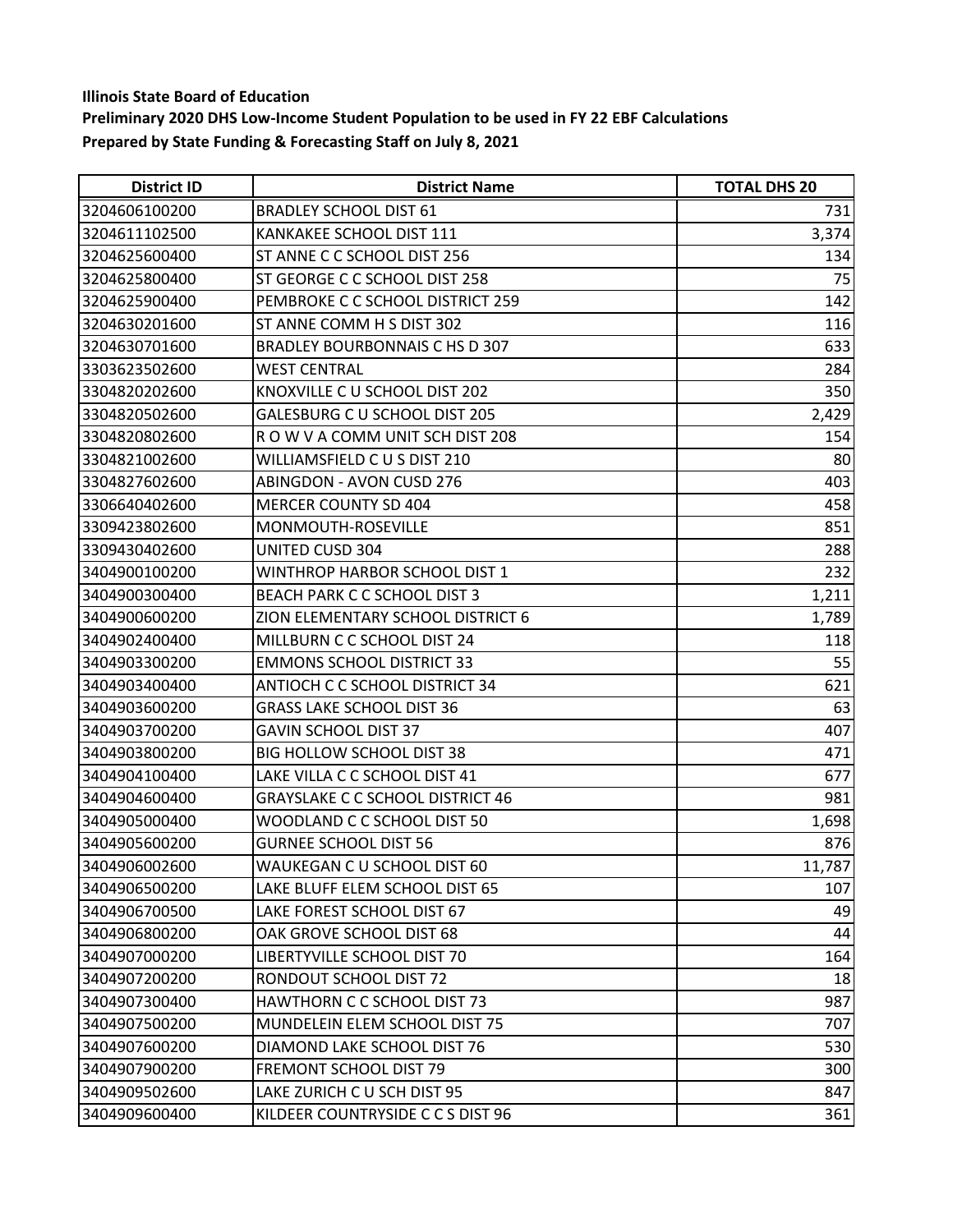**Illinois State Board of Education**

**Preliminary 2020 DHS Low-Income Student Population to be used in FY 22 EBF Calculations**

**Prepared by State Funding & Forecasting Staff on July 8, 2021**

| District ID | District Name | TOTAL DHS 20 |
|---|---|---|
| 3204606100200 | BRADLEY SCHOOL DIST 61 | 731 |
| 3204611102500 | KANKAKEE SCHOOL DIST 111 | 3,374 |
| 3204625600400 | ST ANNE C C SCHOOL DIST 256 | 134 |
| 3204625800400 | ST GEORGE C C SCHOOL DIST 258 | 75 |
| 3204625900400 | PEMBROKE C C SCHOOL DISTRICT 259 | 142 |
| 3204630201600 | ST ANNE COMM H S DIST 302 | 116 |
| 3204630701600 | BRADLEY BOURBONNAIS C HS D 307 | 633 |
| 3303623502600 | WEST CENTRAL | 284 |
| 3304820202600 | KNOXVILLE C U SCHOOL DIST 202 | 350 |
| 3304820502600 | GALESBURG C U SCHOOL DIST 205 | 2,429 |
| 3304820802600 | R O W V A COMM UNIT SCH DIST 208 | 154 |
| 3304821002600 | WILLIAMSFIELD C U S DIST 210 | 80 |
| 3304827602600 | ABINGDON - AVON CUSD 276 | 403 |
| 3306640402600 | MERCER COUNTY SD 404 | 458 |
| 3309423802600 | MONMOUTH-ROSEVILLE | 851 |
| 3309430402600 | UNITED CUSD 304 | 288 |
| 3404900100200 | WINTHROP HARBOR SCHOOL DIST 1 | 232 |
| 3404900300400 | BEACH PARK C C SCHOOL DIST 3 | 1,211 |
| 3404900600200 | ZION ELEMENTARY SCHOOL DISTRICT 6 | 1,789 |
| 3404902400400 | MILLBURN C C SCHOOL DIST 24 | 118 |
| 3404903300200 | EMMONS SCHOOL DISTRICT 33 | 55 |
| 3404903400400 | ANTIOCH C C SCHOOL DISTRICT 34 | 621 |
| 3404903600200 | GRASS LAKE SCHOOL DIST 36 | 63 |
| 3404903700200 | GAVIN SCHOOL DIST 37 | 407 |
| 3404903800200 | BIG HOLLOW SCHOOL DIST 38 | 471 |
| 3404904100400 | LAKE VILLA C C SCHOOL DIST 41 | 677 |
| 3404904600400 | GRAYSLAKE C C SCHOOL DISTRICT 46 | 981 |
| 3404905000400 | WOODLAND C C SCHOOL DIST 50 | 1,698 |
| 3404905600200 | GURNEE SCHOOL DIST 56 | 876 |
| 3404906002600 | WAUKEGAN C U SCHOOL DIST 60 | 11,787 |
| 3404906500200 | LAKE BLUFF ELEM SCHOOL DIST 65 | 107 |
| 3404906700500 | LAKE FOREST SCHOOL DIST 67 | 49 |
| 3404906800200 | OAK GROVE SCHOOL DIST 68 | 44 |
| 3404907000200 | LIBERTYVILLE SCHOOL DIST 70 | 164 |
| 3404907200200 | RONDOUT SCHOOL DIST 72 | 18 |
| 3404907300400 | HAWTHORN C C SCHOOL DIST 73 | 987 |
| 3404907500200 | MUNDELEIN ELEM SCHOOL DIST 75 | 707 |
| 3404907600200 | DIAMOND LAKE SCHOOL DIST 76 | 530 |
| 3404907900200 | FREMONT SCHOOL DIST 79 | 300 |
| 3404909502600 | LAKE ZURICH C U SCH DIST 95 | 847 |
| 3404909600400 | KILDEER COUNTRYSIDE C C S DIST 96 | 361 |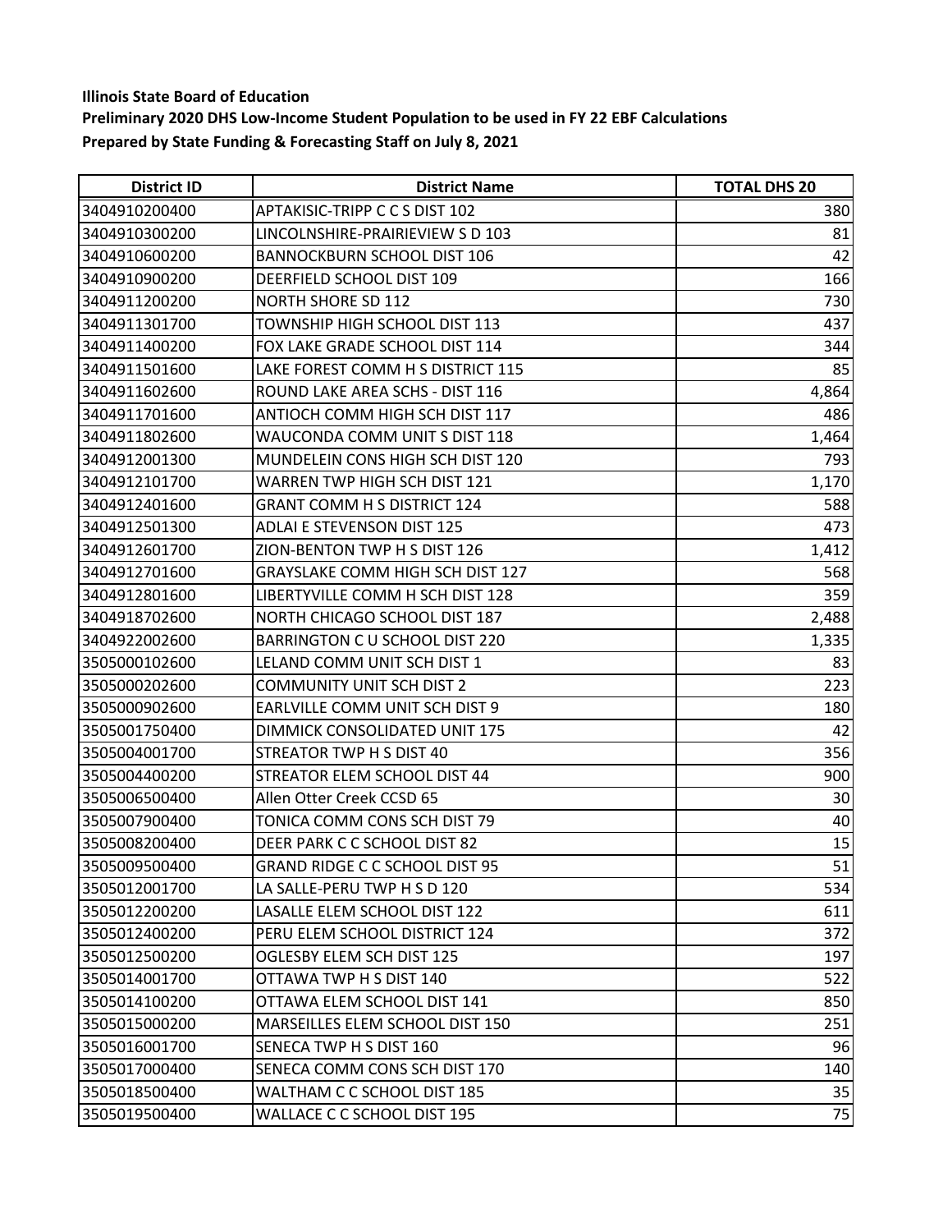**Illinois State Board of Education**

**Preliminary 2020 DHS Low-Income Student Population to be used in FY 22 EBF Calculations**

**Prepared by State Funding & Forecasting Staff on July 8, 2021**

| District ID | District Name | TOTAL DHS 20 |
|---|---|---|
| 3404910200400 | APTAKISIC-TRIPP C C S DIST 102 | 380 |
| 3404910300200 | LINCOLNSHIRE-PRAIRIEVIEW S D 103 | 81 |
| 3404910600200 | BANNOCKBURN SCHOOL DIST 106 | 42 |
| 3404910900200 | DEERFIELD SCHOOL DIST 109 | 166 |
| 3404911200200 | NORTH SHORE SD 112 | 730 |
| 3404911301700 | TOWNSHIP HIGH SCHOOL DIST 113 | 437 |
| 3404911400200 | FOX LAKE GRADE SCHOOL DIST 114 | 344 |
| 3404911501600 | LAKE FOREST COMM H S DISTRICT 115 | 85 |
| 3404911602600 | ROUND LAKE AREA SCHS - DIST 116 | 4,864 |
| 3404911701600 | ANTIOCH COMM HIGH SCH DIST 117 | 486 |
| 3404911802600 | WAUCONDA COMM UNIT S DIST 118 | 1,464 |
| 3404912001300 | MUNDELEIN CONS HIGH SCH DIST 120 | 793 |
| 3404912101700 | WARREN TWP HIGH SCH DIST 121 | 1,170 |
| 3404912401600 | GRANT COMM H S DISTRICT 124 | 588 |
| 3404912501300 | ADLAI E STEVENSON DIST 125 | 473 |
| 3404912601700 | ZION-BENTON TWP H S DIST 126 | 1,412 |
| 3404912701600 | GRAYSLAKE COMM HIGH SCH DIST 127 | 568 |
| 3404912801600 | LIBERTYVILLE COMM H SCH DIST 128 | 359 |
| 3404918702600 | NORTH CHICAGO SCHOOL DIST 187 | 2,488 |
| 3404922002600 | BARRINGTON C U SCHOOL DIST 220 | 1,335 |
| 3505000102600 | LELAND COMM UNIT SCH DIST 1 | 83 |
| 3505000202600 | COMMUNITY UNIT SCH DIST 2 | 223 |
| 3505000902600 | EARLVILLE COMM UNIT SCH DIST 9 | 180 |
| 3505001750400 | DIMMICK CONSOLIDATED UNIT 175 | 42 |
| 3505004001700 | STREATOR TWP H S DIST 40 | 356 |
| 3505004400200 | STREATOR ELEM SCHOOL DIST 44 | 900 |
| 3505006500400 | Allen Otter Creek CCSD 65 | 30 |
| 3505007900400 | TONICA COMM CONS SCH DIST 79 | 40 |
| 3505008200400 | DEER PARK C C SCHOOL DIST 82 | 15 |
| 3505009500400 | GRAND RIDGE C C SCHOOL DIST 95 | 51 |
| 3505012001700 | LA SALLE-PERU TWP H S D 120 | 534 |
| 3505012200200 | LASALLE ELEM SCHOOL DIST 122 | 611 |
| 3505012400200 | PERU ELEM SCHOOL DISTRICT 124 | 372 |
| 3505012500200 | OGLESBY ELEM SCH DIST 125 | 197 |
| 3505014001700 | OTTAWA TWP H S DIST 140 | 522 |
| 3505014100200 | OTTAWA ELEM SCHOOL DIST 141 | 850 |
| 3505015000200 | MARSEILLES ELEM SCHOOL DIST 150 | 251 |
| 3505016001700 | SENECA TWP H S DIST 160 | 96 |
| 3505017000400 | SENECA COMM CONS SCH DIST 170 | 140 |
| 3505018500400 | WALTHAM C C SCHOOL DIST 185 | 35 |
| 3505019500400 | WALLACE C C SCHOOL DIST 195 | 75 |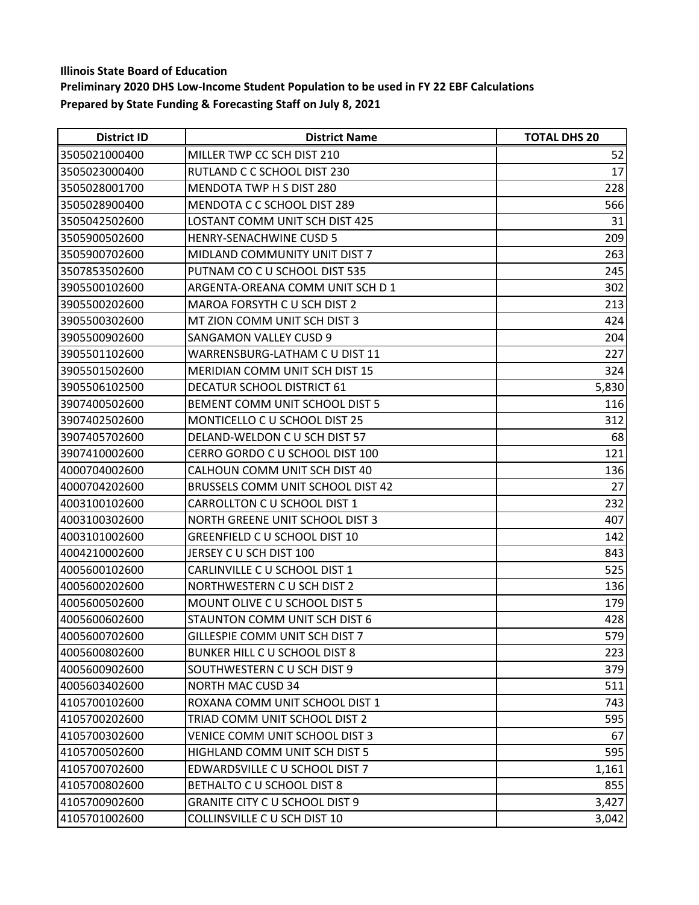**Illinois State Board of Education**

**Preliminary 2020 DHS Low-Income Student Population to be used in FY 22 EBF Calculations**

**Prepared by State Funding & Forecasting Staff on July 8, 2021**

| District ID | District Name | TOTAL DHS 20 |
|---|---|---|
| 3505021000400 | MILLER TWP CC SCH DIST 210 | 52 |
| 3505023000400 | RUTLAND C C SCHOOL DIST 230 | 17 |
| 3505028001700 | MENDOTA TWP H S DIST 280 | 228 |
| 3505028900400 | MENDOTA C C SCHOOL DIST 289 | 566 |
| 3505042502600 | LOSTANT COMM UNIT SCH DIST 425 | 31 |
| 3505900502600 | HENRY-SENACHWINE CUSD 5 | 209 |
| 3505900702600 | MIDLAND COMMUNITY UNIT DIST 7 | 263 |
| 3507853502600 | PUTNAM CO C U SCHOOL DIST 535 | 245 |
| 3905500102600 | ARGENTA-OREANA COMM UNIT SCH D 1 | 302 |
| 3905500202600 | MAROA FORSYTH C U SCH DIST 2 | 213 |
| 3905500302600 | MT ZION COMM UNIT SCH DIST 3 | 424 |
| 3905500902600 | SANGAMON VALLEY CUSD 9 | 204 |
| 3905501102600 | WARRENSBURG-LATHAM C U DIST 11 | 227 |
| 3905501502600 | MERIDIAN COMM UNIT SCH DIST 15 | 324 |
| 3905506102500 | DECATUR SCHOOL DISTRICT 61 | 5,830 |
| 3907400502600 | BEMENT COMM UNIT SCHOOL DIST 5 | 116 |
| 3907402502600 | MONTICELLO C U SCHOOL DIST 25 | 312 |
| 3907405702600 | DELAND-WELDON C U SCH DIST 57 | 68 |
| 3907410002600 | CERRO GORDO C U SCHOOL DIST 100 | 121 |
| 4000704002600 | CALHOUN COMM UNIT SCH DIST 40 | 136 |
| 4000704202600 | BRUSSELS COMM UNIT SCHOOL DIST 42 | 27 |
| 4003100102600 | CARROLLTON C U SCHOOL DIST 1 | 232 |
| 4003100302600 | NORTH GREENE UNIT SCHOOL DIST 3 | 407 |
| 4003101002600 | GREENFIELD C U SCHOOL DIST 10 | 142 |
| 4004210002600 | JERSEY C U SCH DIST 100 | 843 |
| 4005600102600 | CARLINVILLE C U SCHOOL DIST 1 | 525 |
| 4005600202600 | NORTHWESTERN C U SCH DIST 2 | 136 |
| 4005600502600 | MOUNT OLIVE C U SCHOOL DIST 5 | 179 |
| 4005600602600 | STAUNTON COMM UNIT SCH DIST 6 | 428 |
| 4005600702600 | GILLESPIE COMM UNIT SCH DIST 7 | 579 |
| 4005600802600 | BUNKER HILL C U SCHOOL DIST 8 | 223 |
| 4005600902600 | SOUTHWESTERN C U SCH DIST 9 | 379 |
| 4005603402600 | NORTH MAC CUSD 34 | 511 |
| 4105700102600 | ROXANA COMM UNIT SCHOOL DIST 1 | 743 |
| 4105700202600 | TRIAD COMM UNIT SCHOOL DIST 2 | 595 |
| 4105700302600 | VENICE COMM UNIT SCHOOL DIST 3 | 67 |
| 4105700502600 | HIGHLAND COMM UNIT SCH DIST 5 | 595 |
| 4105700702600 | EDWARDSVILLE C U SCHOOL DIST 7 | 1,161 |
| 4105700802600 | BETHALTO C U SCHOOL DIST 8 | 855 |
| 4105700902600 | GRANITE CITY C U SCHOOL DIST 9 | 3,427 |
| 4105701002600 | COLLINSVILLE C U SCH DIST 10 | 3,042 |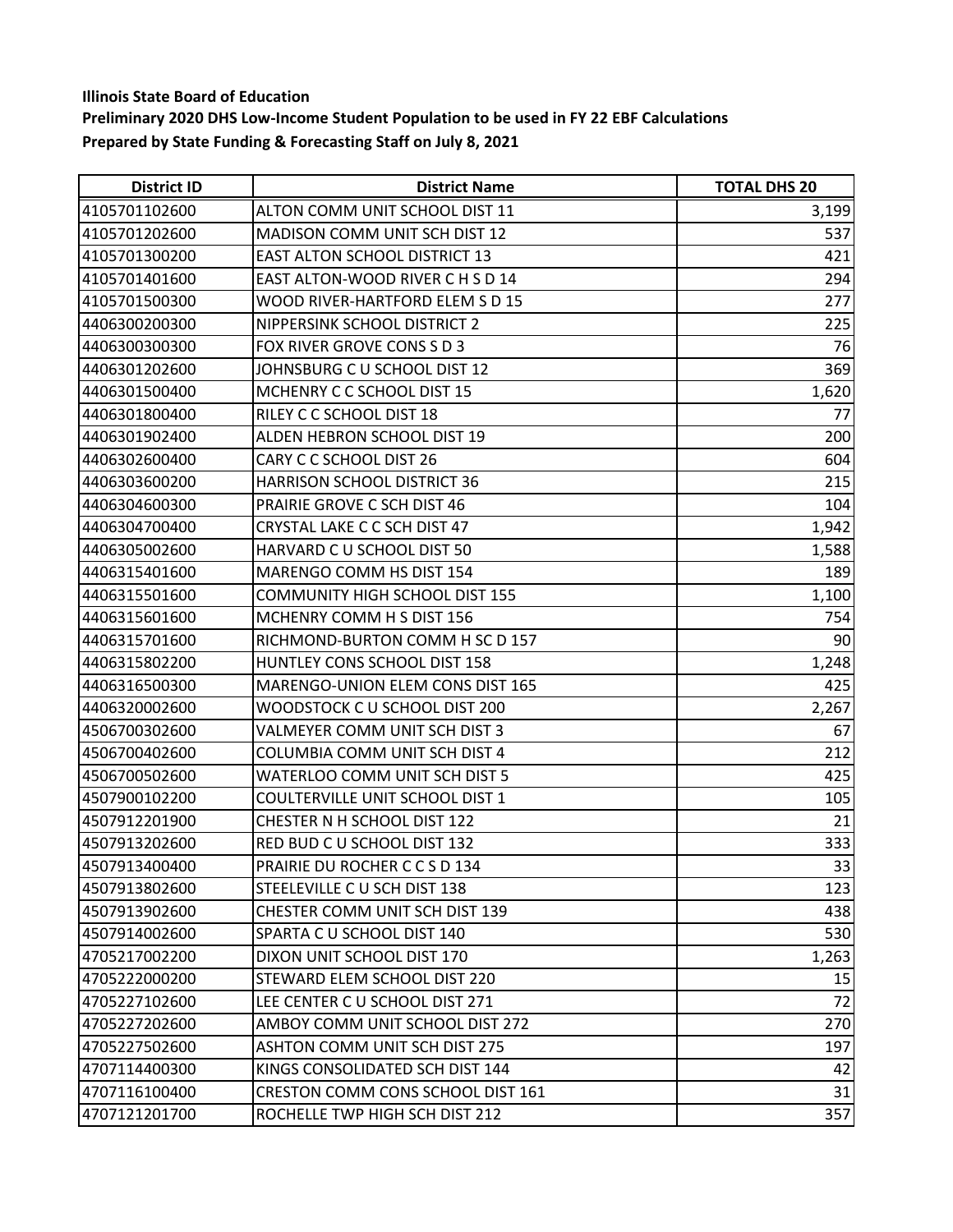**Illinois State Board of Education**

**Preliminary 2020 DHS Low-Income Student Population to be used in FY 22 EBF Calculations**

**Prepared by State Funding & Forecasting Staff on July 8, 2021**

| District ID | District Name | TOTAL DHS 20 |
|---|---|---|
| 4105701102600 | ALTON COMM UNIT SCHOOL DIST 11 | 3,199 |
| 4105701202600 | MADISON COMM UNIT SCH DIST 12 | 537 |
| 4105701300200 | EAST ALTON SCHOOL DISTRICT 13 | 421 |
| 4105701401600 | EAST ALTON-WOOD RIVER C H S D 14 | 294 |
| 4105701500300 | WOOD RIVER-HARTFORD ELEM S D 15 | 277 |
| 4406300200300 | NIPPERSINK SCHOOL DISTRICT 2 | 225 |
| 4406300300300 | FOX RIVER GROVE CONS S D 3 | 76 |
| 4406301202600 | JOHNSBURG C U SCHOOL DIST 12 | 369 |
| 4406301500400 | MCHENRY C C SCHOOL DIST 15 | 1,620 |
| 4406301800400 | RILEY C C SCHOOL DIST 18 | 77 |
| 4406301902400 | ALDEN HEBRON SCHOOL DIST 19 | 200 |
| 4406302600400 | CARY C C SCHOOL DIST 26 | 604 |
| 4406303600200 | HARRISON SCHOOL DISTRICT 36 | 215 |
| 4406304600300 | PRAIRIE GROVE C SCH DIST 46 | 104 |
| 4406304700400 | CRYSTAL LAKE C C SCH DIST 47 | 1,942 |
| 4406305002600 | HARVARD C U SCHOOL DIST 50 | 1,588 |
| 4406315401600 | MARENGO COMM HS DIST 154 | 189 |
| 4406315501600 | COMMUNITY HIGH SCHOOL DIST 155 | 1,100 |
| 4406315601600 | MCHENRY COMM H S DIST 156 | 754 |
| 4406315701600 | RICHMOND-BURTON COMM H SC D 157 | 90 |
| 4406315802200 | HUNTLEY CONS SCHOOL DIST 158 | 1,248 |
| 4406316500300 | MARENGO-UNION ELEM CONS DIST 165 | 425 |
| 4406320002600 | WOODSTOCK C U SCHOOL DIST 200 | 2,267 |
| 4506700302600 | VALMEYER COMM UNIT SCH DIST 3 | 67 |
| 4506700402600 | COLUMBIA COMM UNIT SCH DIST 4 | 212 |
| 4506700502600 | WATERLOO COMM UNIT SCH DIST 5 | 425 |
| 4507900102200 | COULTERVILLE UNIT SCHOOL DIST 1 | 105 |
| 4507912201900 | CHESTER N H SCHOOL DIST 122 | 21 |
| 4507913202600 | RED BUD C U SCHOOL DIST 132 | 333 |
| 4507913400400 | PRAIRIE DU ROCHER C C S D 134 | 33 |
| 4507913802600 | STEELEVILLE C U SCH DIST 138 | 123 |
| 4507913902600 | CHESTER COMM UNIT SCH DIST 139 | 438 |
| 4507914002600 | SPARTA C U SCHOOL DIST 140 | 530 |
| 4705217002200 | DIXON UNIT SCHOOL DIST 170 | 1,263 |
| 4705222000200 | STEWARD ELEM SCHOOL DIST 220 | 15 |
| 4705227102600 | LEE CENTER C U SCHOOL DIST 271 | 72 |
| 4705227202600 | AMBOY COMM UNIT SCHOOL DIST 272 | 270 |
| 4705227502600 | ASHTON COMM UNIT SCH DIST 275 | 197 |
| 4707114400300 | KINGS CONSOLIDATED SCH DIST 144 | 42 |
| 4707116100400 | CRESTON COMM CONS SCHOOL DIST 161 | 31 |
| 4707121201700 | ROCHELLE TWP HIGH SCH DIST 212 | 357 |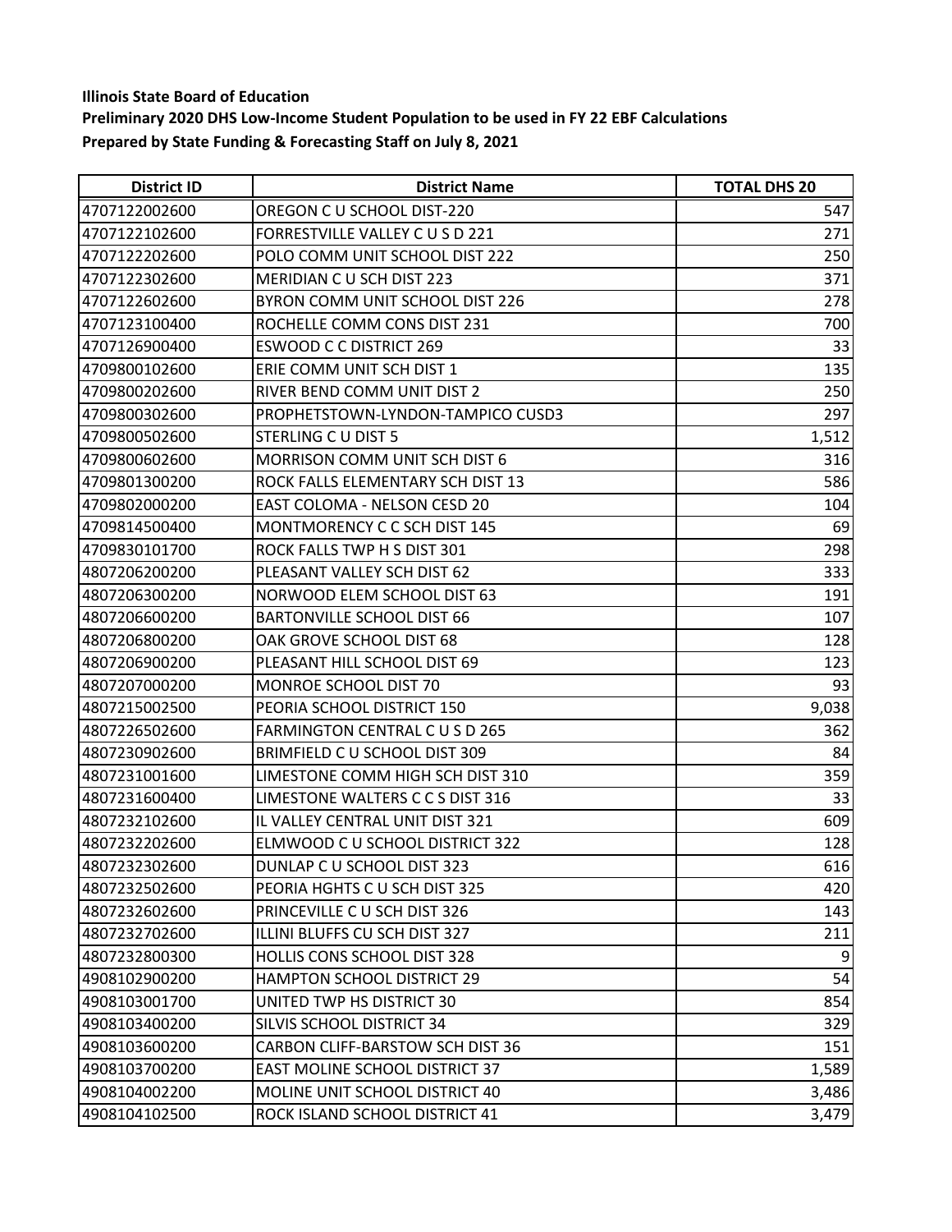**Illinois State Board of Education**

**Preliminary 2020 DHS Low-Income Student Population to be used in FY 22 EBF Calculations**

**Prepared by State Funding & Forecasting Staff on July 8, 2021**

| District ID | District Name | TOTAL DHS 20 |
|---|---|---|
| 4707122002600 | OREGON C U SCHOOL DIST-220 | 547 |
| 4707122102600 | FORRESTVILLE VALLEY C U S D 221 | 271 |
| 4707122202600 | POLO COMM UNIT SCHOOL DIST 222 | 250 |
| 4707122302600 | MERIDIAN C U SCH DIST 223 | 371 |
| 4707122602600 | BYRON COMM UNIT SCHOOL DIST 226 | 278 |
| 4707123100400 | ROCHELLE COMM CONS DIST 231 | 700 |
| 4707126900400 | ESWOOD C C DISTRICT 269 | 33 |
| 4709800102600 | ERIE COMM UNIT SCH DIST 1 | 135 |
| 4709800202600 | RIVER BEND COMM UNIT DIST 2 | 250 |
| 4709800302600 | PROPHETSTOWN-LYNDON-TAMPICO CUSD3 | 297 |
| 4709800502600 | STERLING C U DIST 5 | 1,512 |
| 4709800602600 | MORRISON COMM UNIT SCH DIST 6 | 316 |
| 4709801300200 | ROCK FALLS ELEMENTARY SCH DIST 13 | 586 |
| 4709802000200 | EAST COLOMA - NELSON CESD 20 | 104 |
| 4709814500400 | MONTMORENCY C C SCH DIST 145 | 69 |
| 4709830101700 | ROCK FALLS TWP H S DIST 301 | 298 |
| 4807206200200 | PLEASANT VALLEY SCH DIST 62 | 333 |
| 4807206300200 | NORWOOD ELEM SCHOOL DIST 63 | 191 |
| 4807206600200 | BARTONVILLE SCHOOL DIST 66 | 107 |
| 4807206800200 | OAK GROVE SCHOOL DIST 68 | 128 |
| 4807206900200 | PLEASANT HILL SCHOOL DIST 69 | 123 |
| 4807207000200 | MONROE SCHOOL DIST 70 | 93 |
| 4807215002500 | PEORIA SCHOOL DISTRICT 150 | 9,038 |
| 4807226502600 | FARMINGTON CENTRAL C U S D 265 | 362 |
| 4807230902600 | BRIMFIELD C U SCHOOL DIST 309 | 84 |
| 4807231001600 | LIMESTONE COMM HIGH SCH DIST 310 | 359 |
| 4807231600400 | LIMESTONE WALTERS C C S DIST 316 | 33 |
| 4807232102600 | IL VALLEY CENTRAL UNIT DIST 321 | 609 |
| 4807232202600 | ELMWOOD C U SCHOOL DISTRICT 322 | 128 |
| 4807232302600 | DUNLAP C U SCHOOL DIST 323 | 616 |
| 4807232502600 | PEORIA HGHTS C U SCH DIST 325 | 420 |
| 4807232602600 | PRINCEVILLE C U SCH DIST 326 | 143 |
| 4807232702600 | ILLINI BLUFFS CU SCH DIST 327 | 211 |
| 4807232800300 | HOLLIS CONS SCHOOL DIST 328 | 9 |
| 4908102900200 | HAMPTON SCHOOL DISTRICT 29 | 54 |
| 4908103001700 | UNITED TWP HS DISTRICT 30 | 854 |
| 4908103400200 | SILVIS SCHOOL DISTRICT 34 | 329 |
| 4908103600200 | CARBON CLIFF-BARSTOW SCH DIST 36 | 151 |
| 4908103700200 | EAST MOLINE SCHOOL DISTRICT 37 | 1,589 |
| 4908104002200 | MOLINE UNIT SCHOOL DISTRICT 40 | 3,486 |
| 4908104102500 | ROCK ISLAND SCHOOL DISTRICT 41 | 3,479 |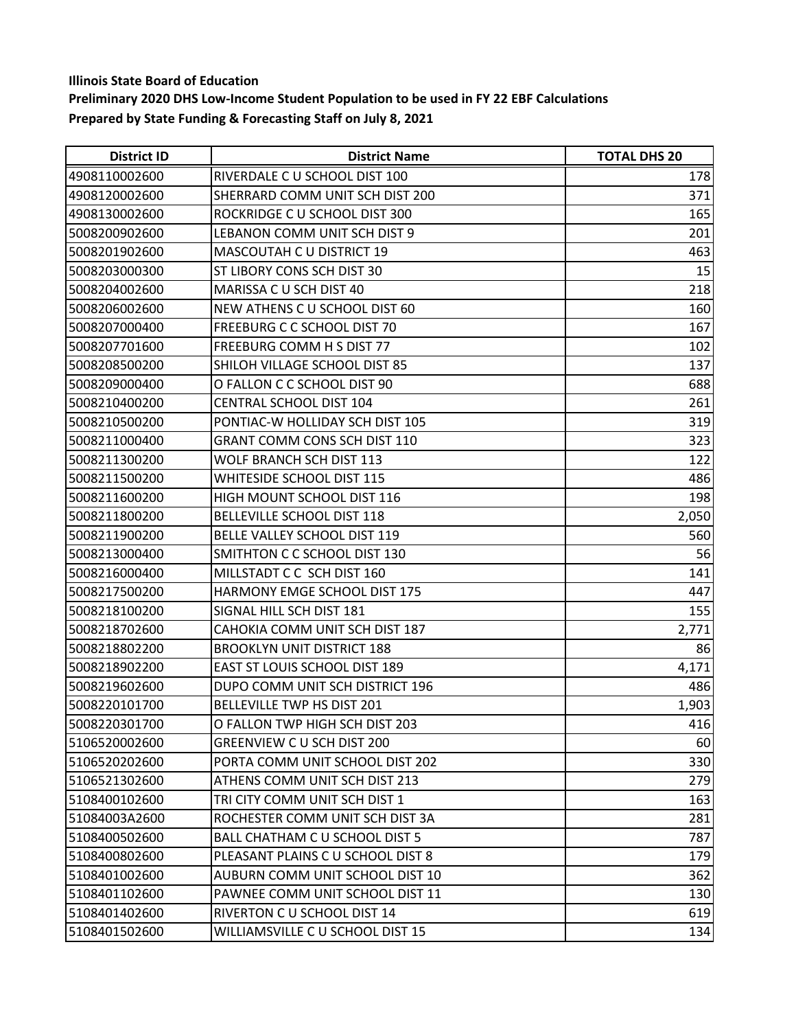**Illinois State Board of Education**
**Preliminary 2020 DHS Low-Income Student Population to be used in FY 22 EBF Calculations**
**Prepared by State Funding & Forecasting Staff on July 8, 2021**

| District ID | District Name | TOTAL DHS 20 |
|---|---|---|
| 4908110002600 | RIVERDALE C U SCHOOL DIST 100 | 178 |
| 4908120002600 | SHERRARD COMM UNIT SCH DIST 200 | 371 |
| 4908130002600 | ROCKRIDGE C U SCHOOL DIST 300 | 165 |
| 5008200902600 | LEBANON COMM UNIT SCH DIST 9 | 201 |
| 5008201902600 | MASCOUTAH C U DISTRICT 19 | 463 |
| 5008203000300 | ST LIBORY CONS SCH DIST 30 | 15 |
| 5008204002600 | MARISSA C U SCH DIST 40 | 218 |
| 5008206002600 | NEW ATHENS C U SCHOOL DIST 60 | 160 |
| 5008207000400 | FREEBURG C C SCHOOL DIST 70 | 167 |
| 5008207701600 | FREEBURG COMM H S DIST 77 | 102 |
| 5008208500200 | SHILOH VILLAGE SCHOOL DIST 85 | 137 |
| 5008209000400 | O FALLON C C SCHOOL DIST 90 | 688 |
| 5008210400200 | CENTRAL SCHOOL DIST 104 | 261 |
| 5008210500200 | PONTIAC-W HOLLIDAY SCH DIST 105 | 319 |
| 5008211000400 | GRANT COMM CONS SCH DIST 110 | 323 |
| 5008211300200 | WOLF BRANCH SCH DIST 113 | 122 |
| 5008211500200 | WHITESIDE SCHOOL DIST 115 | 486 |
| 5008211600200 | HIGH MOUNT SCHOOL DIST 116 | 198 |
| 5008211800200 | BELLEVILLE SCHOOL DIST 118 | 2,050 |
| 5008211900200 | BELLE VALLEY SCHOOL DIST 119 | 560 |
| 5008213000400 | SMITHTON C C SCHOOL DIST 130 | 56 |
| 5008216000400 | MILLSTADT C C SCH DIST 160 | 141 |
| 5008217500200 | HARMONY EMGE SCHOOL DIST 175 | 447 |
| 5008218100200 | SIGNAL HILL SCH DIST 181 | 155 |
| 5008218702600 | CAHOKIA COMM UNIT SCH DIST 187 | 2,771 |
| 5008218802200 | BROOKLYN UNIT DISTRICT 188 | 86 |
| 5008218902200 | EAST ST LOUIS SCHOOL DIST 189 | 4,171 |
| 5008219602600 | DUPO COMM UNIT SCH DISTRICT 196 | 486 |
| 5008220101700 | BELLEVILLE TWP HS DIST 201 | 1,903 |
| 5008220301700 | O FALLON TWP HIGH SCH DIST 203 | 416 |
| 5106520002600 | GREENVIEW C U SCH DIST 200 | 60 |
| 5106520202600 | PORTA COMM UNIT SCHOOL DIST 202 | 330 |
| 5106521302600 | ATHENS COMM UNIT SCH DIST 213 | 279 |
| 5108400102600 | TRI CITY COMM UNIT SCH DIST 1 | 163 |
| 51084003A2600 | ROCHESTER COMM UNIT SCH DIST 3A | 281 |
| 5108400502600 | BALL CHATHAM C U SCHOOL DIST 5 | 787 |
| 5108400802600 | PLEASANT PLAINS C U SCHOOL DIST 8 | 179 |
| 5108401002600 | AUBURN COMM UNIT SCHOOL DIST 10 | 362 |
| 5108401102600 | PAWNEE COMM UNIT SCHOOL DIST 11 | 130 |
| 5108401402600 | RIVERTON C U SCHOOL DIST 14 | 619 |
| 5108401502600 | WILLIAMSVILLE C U SCHOOL DIST 15 | 134 |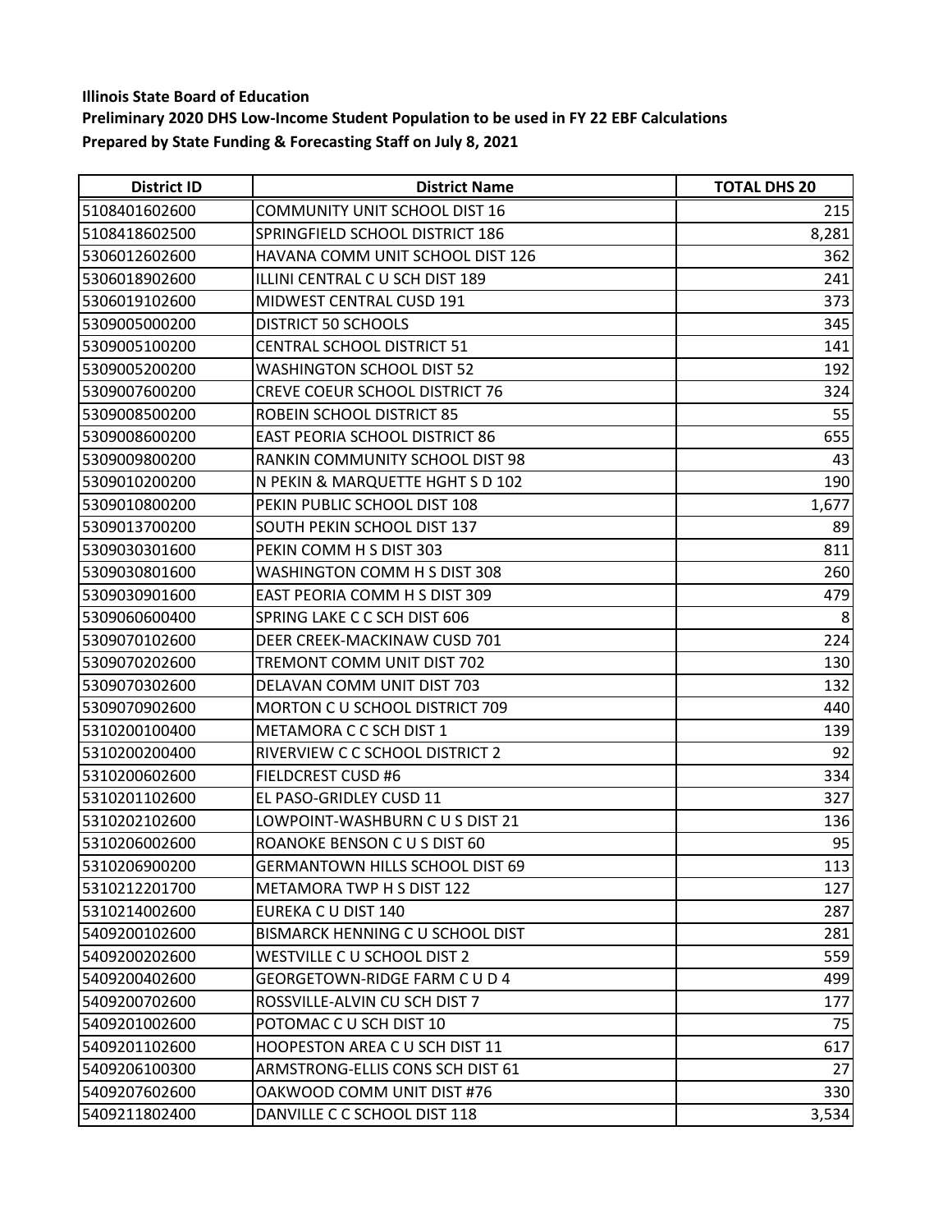**Illinois State Board of Education**

**Preliminary 2020 DHS Low-Income Student Population to be used in FY 22 EBF Calculations**

**Prepared by State Funding & Forecasting Staff on July 8, 2021**

| District ID | District Name | TOTAL DHS 20 |
|---|---|---|
| 5108401602600 | COMMUNITY UNIT SCHOOL DIST 16 | 215 |
| 5108418602500 | SPRINGFIELD SCHOOL DISTRICT 186 | 8,281 |
| 5306012602600 | HAVANA COMM UNIT SCHOOL DIST 126 | 362 |
| 5306018902600 | ILLINI CENTRAL C U SCH DIST 189 | 241 |
| 5306019102600 | MIDWEST CENTRAL CUSD 191 | 373 |
| 5309005000200 | DISTRICT 50 SCHOOLS | 345 |
| 5309005100200 | CENTRAL SCHOOL DISTRICT 51 | 141 |
| 5309005200200 | WASHINGTON SCHOOL DIST 52 | 192 |
| 5309007600200 | CREVE COEUR SCHOOL DISTRICT 76 | 324 |
| 5309008500200 | ROBEIN SCHOOL DISTRICT 85 | 55 |
| 5309008600200 | EAST PEORIA SCHOOL DISTRICT 86 | 655 |
| 5309009800200 | RANKIN COMMUNITY SCHOOL DIST 98 | 43 |
| 5309010200200 | N PEKIN & MARQUETTE HGHT S D 102 | 190 |
| 5309010800200 | PEKIN PUBLIC SCHOOL DIST 108 | 1,677 |
| 5309013700200 | SOUTH PEKIN SCHOOL DIST 137 | 89 |
| 5309030301600 | PEKIN COMM H S DIST 303 | 811 |
| 5309030801600 | WASHINGTON COMM H S DIST 308 | 260 |
| 5309030901600 | EAST PEORIA COMM H S DIST 309 | 479 |
| 5309060600400 | SPRING LAKE C C SCH DIST 606 | 8 |
| 5309070102600 | DEER CREEK-MACKINAW CUSD 701 | 224 |
| 5309070202600 | TREMONT COMM UNIT DIST 702 | 130 |
| 5309070302600 | DELAVAN COMM UNIT DIST 703 | 132 |
| 5309070902600 | MORTON C U SCHOOL DISTRICT 709 | 440 |
| 5310200100400 | METAMORA C C SCH DIST 1 | 139 |
| 5310200200400 | RIVERVIEW C C SCHOOL DISTRICT 2 | 92 |
| 5310200602600 | FIELDCREST CUSD #6 | 334 |
| 5310201102600 | EL PASO-GRIDLEY CUSD 11 | 327 |
| 5310202102600 | LOWPOINT-WASHBURN C U S DIST 21 | 136 |
| 5310206002600 | ROANOKE BENSON C U S DIST 60 | 95 |
| 5310206900200 | GERMANTOWN HILLS SCHOOL DIST 69 | 113 |
| 5310212201700 | METAMORA TWP H S DIST 122 | 127 |
| 5310214002600 | EUREKA C U DIST 140 | 287 |
| 5409200102600 | BISMARCK HENNING C U SCHOOL DIST | 281 |
| 5409200202600 | WESTVILLE C U SCHOOL DIST 2 | 559 |
| 5409200402600 | GEORGETOWN-RIDGE FARM C U D 4 | 499 |
| 5409200702600 | ROSSVILLE-ALVIN CU SCH DIST 7 | 177 |
| 5409201002600 | POTOMAC C U SCH DIST 10 | 75 |
| 5409201102600 | HOOPESTON AREA C U SCH DIST 11 | 617 |
| 5409206100300 | ARMSTRONG-ELLIS CONS SCH DIST 61 | 27 |
| 5409207602600 | OAKWOOD COMM UNIT DIST #76 | 330 |
| 5409211802400 | DANVILLE C C SCHOOL DIST 118 | 3,534 |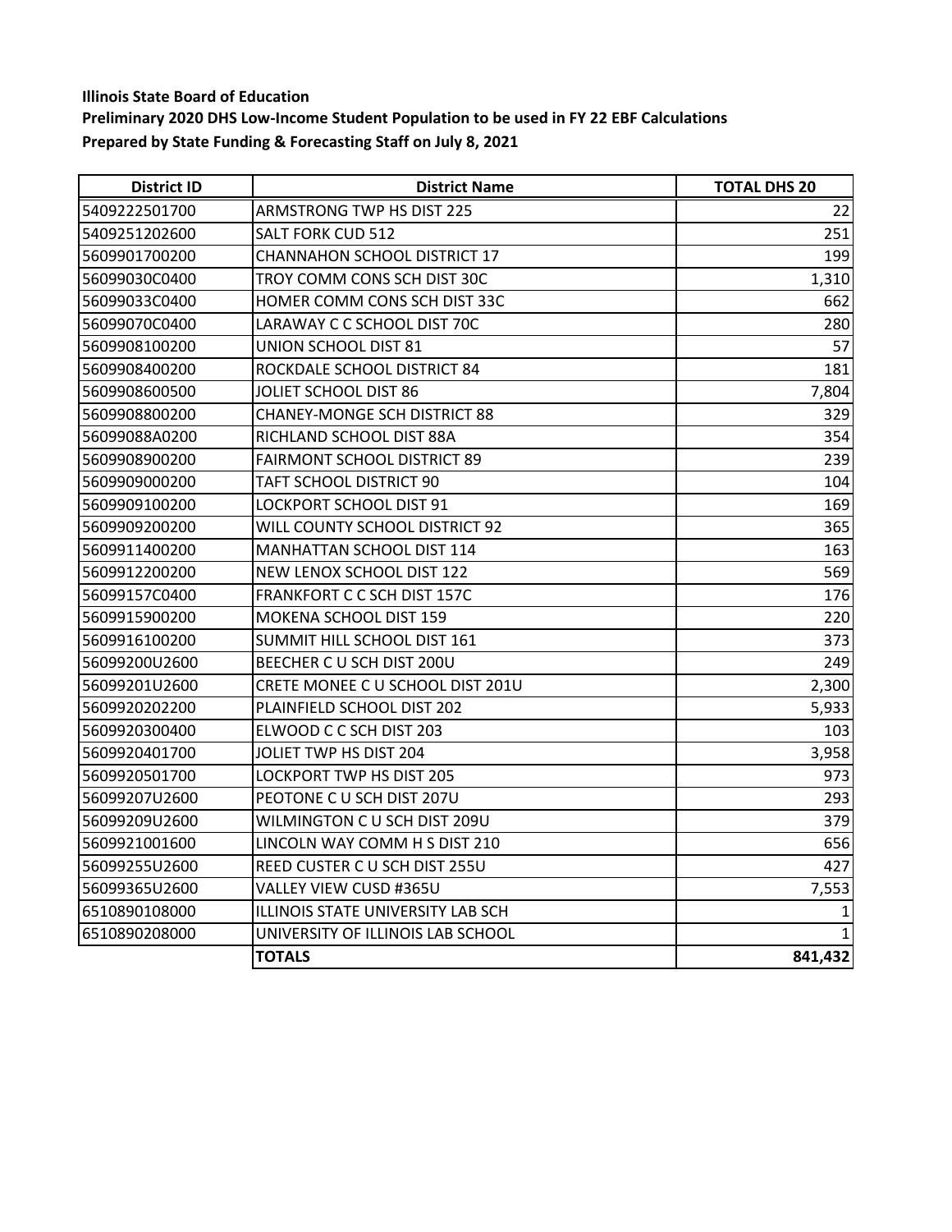**Illinois State Board of Education**

**Preliminary 2020 DHS Low-Income Student Population to be used in FY 22 EBF Calculations**

**Prepared by State Funding & Forecasting Staff on July 8, 2021**

| District ID | District Name | TOTAL DHS 20 |
|---|---|---|
| 5409222501700 | ARMSTRONG TWP HS DIST 225 | 22 |
| 5409251202600 | SALT FORK CUD 512 | 251 |
| 5609901700200 | CHANNAHON SCHOOL DISTRICT 17 | 199 |
| 56099030C0400 | TROY COMM CONS SCH DIST 30C | 1,310 |
| 56099033C0400 | HOMER COMM CONS SCH DIST 33C | 662 |
| 56099070C0400 | LARAWAY C C SCHOOL DIST 70C | 280 |
| 5609908100200 | UNION SCHOOL DIST 81 | 57 |
| 5609908400200 | ROCKDALE SCHOOL DISTRICT 84 | 181 |
| 5609908600500 | JOLIET SCHOOL DIST 86 | 7,804 |
| 5609908800200 | CHANEY-MONGE SCH DISTRICT 88 | 329 |
| 56099088A0200 | RICHLAND SCHOOL DIST 88A | 354 |
| 5609908900200 | FAIRMONT SCHOOL DISTRICT 89 | 239 |
| 5609909000200 | TAFT SCHOOL DISTRICT 90 | 104 |
| 5609909100200 | LOCKPORT SCHOOL DIST 91 | 169 |
| 5609909200200 | WILL COUNTY SCHOOL DISTRICT 92 | 365 |
| 5609911400200 | MANHATTAN SCHOOL DIST 114 | 163 |
| 5609912200200 | NEW LENOX SCHOOL DIST 122 | 569 |
| 56099157C0400 | FRANKFORT C C SCH DIST 157C | 176 |
| 5609915900200 | MOKENA SCHOOL DIST 159 | 220 |
| 5609916100200 | SUMMIT HILL SCHOOL DIST 161 | 373 |
| 56099200U2600 | BEECHER C U SCH DIST 200U | 249 |
| 56099201U2600 | CRETE MONEE C U SCHOOL DIST 201U | 2,300 |
| 5609920202200 | PLAINFIELD SCHOOL DIST 202 | 5,933 |
| 5609920300400 | ELWOOD C C SCH DIST 203 | 103 |
| 5609920401700 | JOLIET TWP HS DIST 204 | 3,958 |
| 5609920501700 | LOCKPORT TWP HS DIST 205 | 973 |
| 56099207U2600 | PEOTONE C U SCH DIST 207U | 293 |
| 56099209U2600 | WILMINGTON C U SCH DIST 209U | 379 |
| 5609921001600 | LINCOLN WAY COMM H S DIST 210 | 656 |
| 56099255U2600 | REED CUSTER C U SCH DIST 255U | 427 |
| 56099365U2600 | VALLEY VIEW CUSD #365U | 7,553 |
| 6510890108000 | ILLINOIS STATE UNIVERSITY LAB SCH | 1 |
| 6510890208000 | UNIVERSITY OF ILLINOIS LAB SCHOOL | 1 |
| | **TOTALS** | **841,432** |